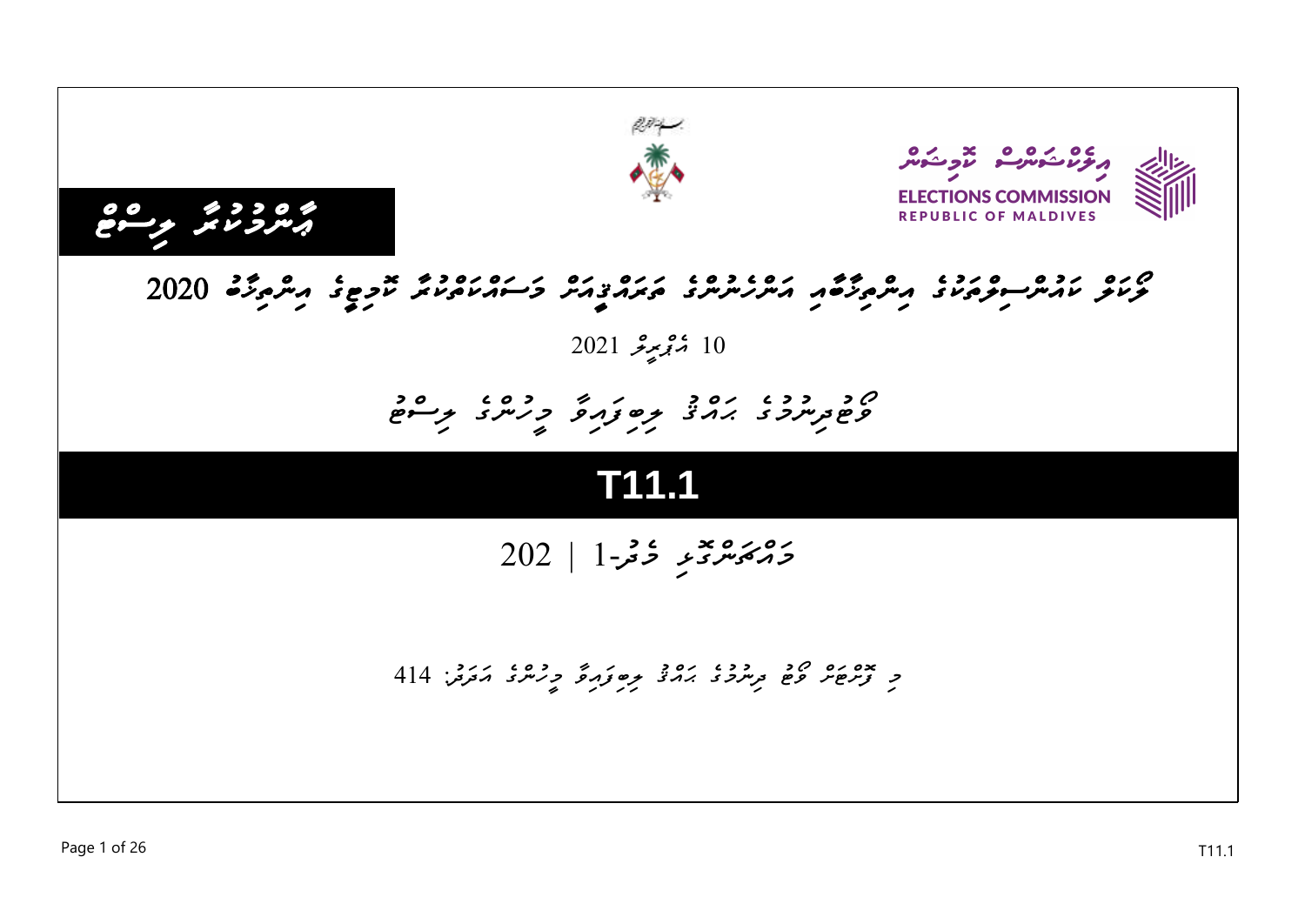އިލެކްޝަންސް ކޮމިޝަން

ELECTIONS COMMISSION
REPUBLIC OF MALDIVES

# އާންމުކުރާ ލިސްޓު

## ލޯކަލް ކައުންސިލްތަކުގެ އިންތިޚާބާއި އަންހެނުންގެ ތަރައްޤީއަށް މަސައްކަތްކުރާ ކޮމިޓީގެ އިންތިޚާބު 2020

10 އެޕްރީލް 2021

### ވޯޓުދިނުމުގެ ޙައްޤު ލިބިފައިވާ މީހުންގެ ލިސްޓު

# T11.1

## މައްޗަންގޮޅި ދާއިރާ-1 | 202

މި ފޯމްބަރު ވޯޓު ދިނުމުގެ ޙައްޤު ލިބިފައިވާ މީހުންގެ އަދަދު: 414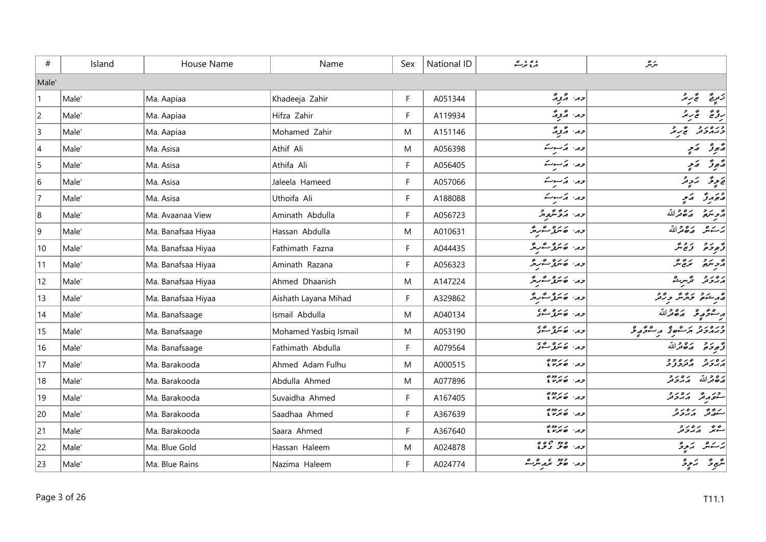| # | Island | House Name | Name | Sex | National ID | ދާއިރާ | ނަން |
|---|---|---|---|---|---|---|---|
| Male' | | | | | | | |
| 1 | Male' | Ma. Aapiaa | Khadeeja Zahir | F | A051344 | މއ. އާޕިއާ | ޚަދީޖާ ޒާހިރު |
| 2 | Male' | Ma. Aapiaa | Hifza Zahir | F | A119934 | މއ. އާޕިއާ | ހިފްޒާ ޒާހިރު |
| 3 | Male' | Ma. Aapiaa | Mohamed Zahir | M | A151146 | މއ. އާޕިއާ | މުހައްމަދު ޒާހިރު |
| 4 | Male' | Ma. Asisa | Athif Ali | M | A056398 | މއ. އަސީސާ | އާތިފް އަލި |
| 5 | Male' | Ma. Asisa | Athifa Ali | F | A056405 | މއ. އަސީސާ | އާތިފާ އަލި |
| 6 | Male' | Ma. Asisa | Jaleela Hameed | F | A057066 | މއ. އަސީސާ | ޖަލީލާ ހަމީދު |
| 7 | Male' | Ma. Asisa | Uthoifa Ali | F | A188088 | މއ. އަސީސާ | އުތޮއިފާ އަލި |
| 8 | Male' | Ma. Avaanaa View | Aminath Abdulla | F | A056723 | މއ. އަވާނާވިއު | އާމިނަތު އަބްދުﷲ |
| 9 | Male' | Ma. Banafsaa Hiyaa | Hassan Abdulla | M | A010631 | މއ. ބަނަފްސާހިޔާ | ހަސަން އަބްދުﷲ |
| 10 | Male' | Ma. Banafsaa Hiyaa | Fathimath Fazna | F | A044435 | މއ. ބަނަފްސާހިޔާ | ފާތިމަތު ފަޒްނާ |
| 11 | Male' | Ma. Banafsaa Hiyaa | Aminath Razana | F | A056323 | މއ. ބަނަފްސާހިޔާ | އާމިނަތު ރަޒާނާ |
| 12 | Male' | Ma. Banafsaa Hiyaa | Ahmed Dhaanish | M | A147224 | މއ. ބަނަފްސާހިޔާ | އަހްމަދު ދާނިޝް |
| 13 | Male' | Ma. Banafsaa Hiyaa | Aishath Layana Mihad | F | A329862 | މއ. ބަނަފްސާހިޔާ | އާއިޝަތު ލަޔާނާ މިހާދު |
| 14 | Male' | Ma. Banafsaage | Ismail Abdulla | M | A040134 | މއ. ބަނަފްސާގެ | އިސްމާއިލް އަބްދުﷲ |
| 15 | Male' | Ma. Banafsaage | Mohamed Yasbiq Ismail | M | A053190 | މއ. ބަނަފްސާގެ | މުހައްމަދު ޔަސްބިޤު އިސްމާއިލް |
| 16 | Male' | Ma. Banafsaage | Fathimath Abdulla | F | A079564 | މއ. ބަނަފްސާގެ | ފާތިމަތު އަބްދުﷲ |
| 17 | Male' | Ma. Barakooda | Ahmed Adam Fulhu | M | A000515 | މއ. ބަރަކޫޑާ | އަހްމަދު އާދަމްފުޅު |
| 18 | Male' | Ma. Barakooda | Abdulla Ahmed | M | A077896 | މއ. ބަރަކޫޑާ | އަބްދުﷲ އަހްމަދު |
| 19 | Male' | Ma. Barakooda | Suvaidha Ahmed | F | A167405 | މއ. ބަރަކޫޑާ | ސުވައިދާ އަހްމަދު |
| 20 | Male' | Ma. Barakooda | Saadhaa Ahmed | F | A367639 | މއ. ބަރަކޫޑާ | ސައުދާ އަހްމަދު |
| 21 | Male' | Ma. Barakooda | Saara Ahmed | F | A367640 | މއ. ބަރަކޫޑާ | ސާރާ އަހްމަދު |
| 22 | Male' | Ma. Blue Gold | Hassan Haleem | M | A024878 | މއ. ބްލޫ ގޯލްޑް | ހަސަން ހަލީމް |
| 23 | Male' | Ma. Blue Rains | Nazima Haleem | F | A024774 | މއ. ބްލޫ ރެއިންސް | ނާޒިމާ ހަލީމް |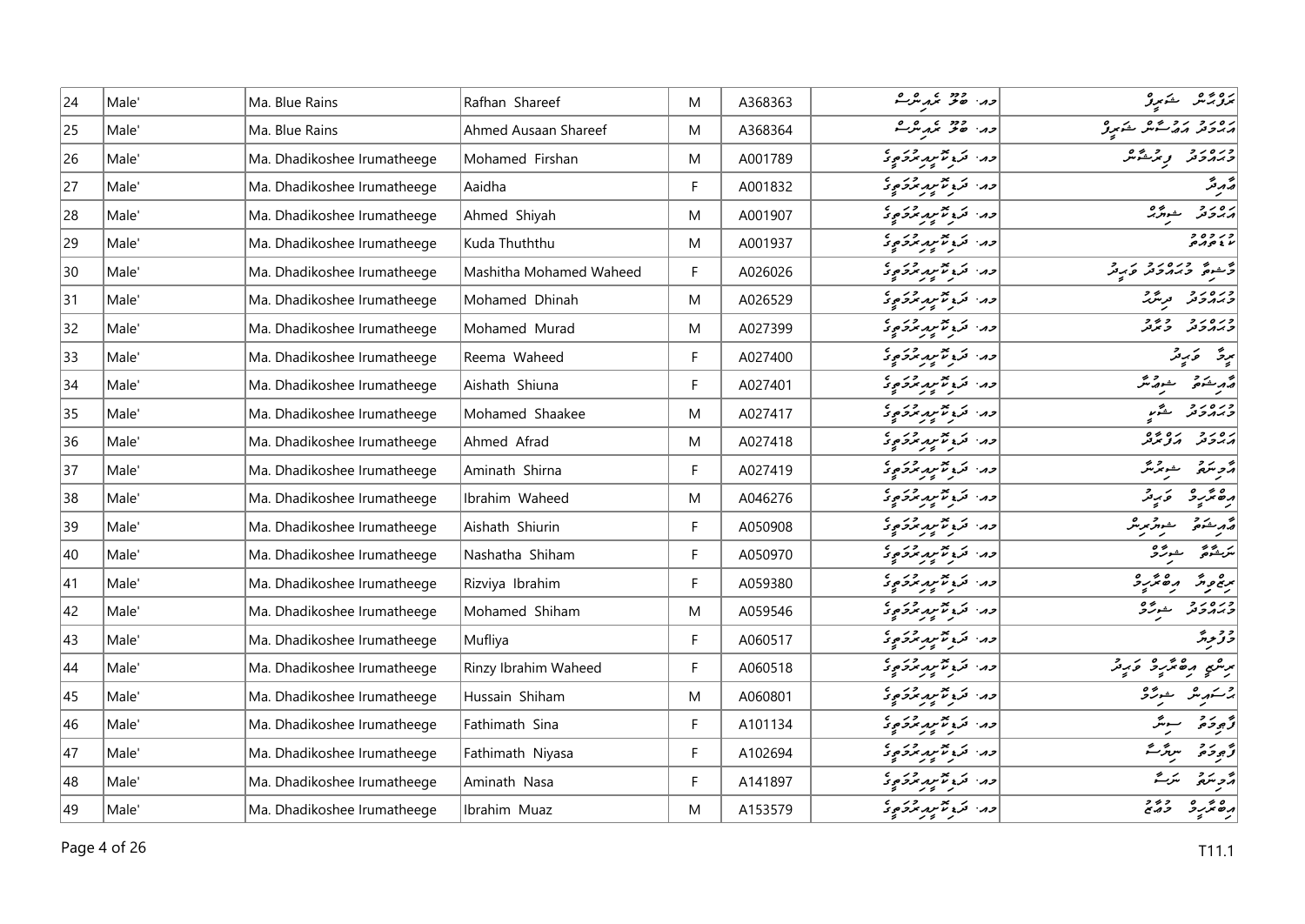| 24 | Male' | Ma. Blue Rains | Rafhan Shareef | M | A368363 | މއ. ބްލޫ ރެއިންސް | ރަފްހާން ޝަރީފް |
|---|---|---|---|---|---|---|---|
| 25 | Male' | Ma. Blue Rains | Ahmed Ausaan Shareef | M | A368364 | މއ. ބްލޫ ރެއިންސް | އަޙްމަދު އައުސާން ޝަރީފް |
| 26 | Male' | Ma. Dhadikoshee Irumatheege | Mohamed Firshan | M | A001789 | މއ. ދަދިކޯށީ އިރުމަތީގެ | މުޙައްމަދު ފިރުޝާން |
| 27 | Male' | Ma. Dhadikoshee Irumatheege | Aaidha | F | A001832 | މއ. ދަދިކޯށީ އިރުމަތީގެ | އާއިދާ |
| 28 | Male' | Ma. Dhadikoshee Irumatheege | Ahmed Shiyah | M | A001907 | މއ. ދަދިކޯށީ އިރުމަތީގެ | އަޙްމަދު ޝިޔާހް |
| 29 | Male' | Ma. Dhadikoshee Irumatheege | Kuda Thuththu | M | A001937 | މއ. ދަދިކޯށީ އިރުމަތީގެ | ކުޑަތުއްތު |
| 30 | Male' | Ma. Dhadikoshee Irumatheege | Mashitha Mohamed Waheed | F | A026026 | މއ. ދަދިކޯށީ އިރުމަތީގެ | މާޝިތާ މުޙައްމަދު ވަޙީދު |
| 31 | Male' | Ma. Dhadikoshee Irumatheege | Mohamed Dhinah | M | A026529 | މއ. ދަދިކޯށީ އިރުމަތީގެ | މުޙައްމަދު ދިނާހް |
| 32 | Male' | Ma. Dhadikoshee Irumatheege | Mohamed Murad | M | A027399 | މއ. ދަދިކޯށީ އިރުމަތީގެ | މުޙައްމަދު މުރާދު |
| 33 | Male' | Ma. Dhadikoshee Irumatheege | Reema Waheed | F | A027400 | މއ. ދަދިކޯށީ އިރުމަތީގެ | ރީމާ ވަޙީދު |
| 34 | Male' | Ma. Dhadikoshee Irumatheege | Aishath Shiuna | F | A027401 | މއ. ދަދިކޯށީ އިރުމަތީގެ | އައިށަތު ޝިއުނާ |
| 35 | Male' | Ma. Dhadikoshee Irumatheege | Mohamed Shaakee | M | A027417 | މއ. ދަދިކޯށީ އިރުމަތީގެ | މުޙައްމަދު ޝާކީ |
| 36 | Male' | Ma. Dhadikoshee Irumatheege | Ahmed Afrad | M | A027418 | މއ. ދަދިކޯށީ އިރުމަތީގެ | އަޙްމަދު އަފްރާދު |
| 37 | Male' | Ma. Dhadikoshee Irumatheege | Aminath Shirna | F | A027419 | މއ. ދަދިކޯށީ އިރުމަތީގެ | އާމިނަތު ޝިރުނާ |
| 38 | Male' | Ma. Dhadikoshee Irumatheege | Ibrahim Waheed | M | A046276 | މއ. ދަދިކޯށީ އިރުމަތީގެ | އިބްރާހީމް ވަޙީދު |
| 39 | Male' | Ma. Dhadikoshee Irumatheege | Aishath Shiurin | F | A050908 | މއ. ދަދިކޯށީ އިރުމަތީގެ | އައިށަތު ޝިއުރިން |
| 40 | Male' | Ma. Dhadikoshee Irumatheege | Nashatha Shiham | F | A050970 | މއ. ދަދިކޯށީ އިރުމަތީގެ | ނަޝާތާ ޝިހާމް |
| 41 | Male' | Ma. Dhadikoshee Irumatheege | Rizviya Ibrahim | F | A059380 | މއ. ދަދިކޯށީ އިރުމަތީގެ | ރިޒްވިޔާ އިބްރާހީމް |
| 42 | Male' | Ma. Dhadikoshee Irumatheege | Mohamed Shiham | M | A059546 | މއ. ދަދިކޯށީ އިރުމަތީގެ | މުޙައްމަދު ޝިހާމް |
| 43 | Male' | Ma. Dhadikoshee Irumatheege | Mufliya | F | A060517 | މއ. ދަދިކޯށީ އިރުމަތީގެ | މުފްލިޔާ |
| 44 | Male' | Ma. Dhadikoshee Irumatheege | Rinzy Ibrahim Waheed | F | A060518 | މއ. ދަދިކޯށީ އިރުމަތީގެ | ރިންޒީ އިބްރާހީމް ވަޙީދު |
| 45 | Male' | Ma. Dhadikoshee Irumatheege | Hussain Shiham | M | A060801 | މއ. ދަދިކޯށީ އިރުމަތީގެ | ހުސައިން ޝިހާމް |
| 46 | Male' | Ma. Dhadikoshee Irumatheege | Fathimath Sina | F | A101134 | މއ. ދަދިކޯށީ އިރުމަތީގެ | ފާތިމަތު ސިނާ |
| 47 | Male' | Ma. Dhadikoshee Irumatheege | Fathimath Niyasa | F | A102694 | މއ. ދަދިކޯށީ އިރުމަތީގެ | ފާތިމަތު ނިޔާސާ |
| 48 | Male' | Ma. Dhadikoshee Irumatheege | Aminath Nasa | F | A141897 | މއ. ދަދިކޯށީ އިރުމަތީގެ | އާމިނަތު ނަސާ |
| 49 | Male' | Ma. Dhadikoshee Irumatheege | Ibrahim Muaz | M | A153579 | މއ. ދަދިކޯށީ އިރުމަތީގެ | އިބްރާހީމް މުއާޛު |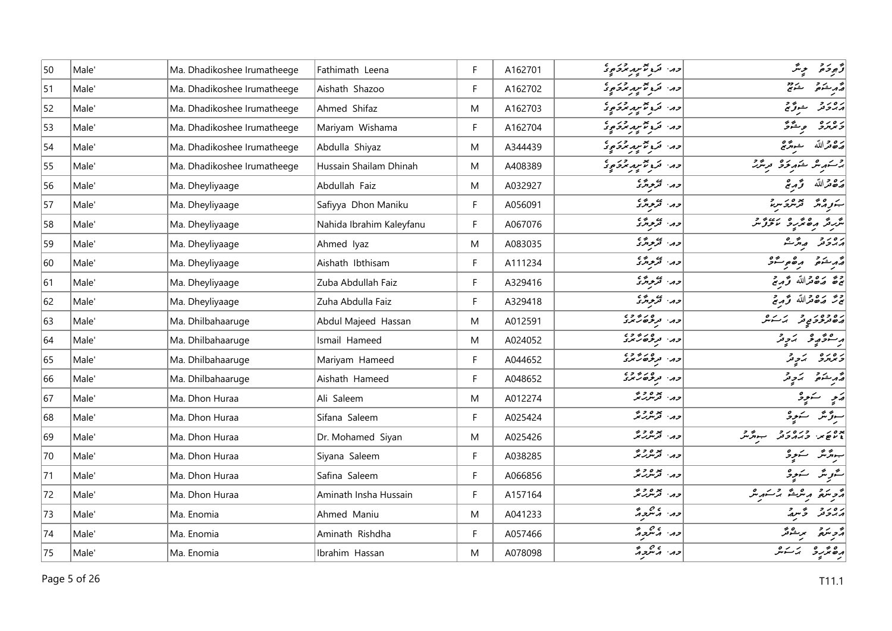| 50 | Male' | Ma. Dhadikoshee Irumatheege | Fathimath Leena | F | A162701 | މއ. ދަދިކޯށީ އިރުމަތީގެ | ފާތިމަތު ލީނާ |
|---|---|---|---|---|---|---|---|
| 51 | Male' | Ma. Dhadikoshee Irumatheege | Aishath Shazoo | F | A162702 | މއ. ދަދިކޯށީ އިރުމަތީގެ | އާއިޝަތު ޝަޒޫ |
| 52 | Male' | Ma. Dhadikoshee Irumatheege | Ahmed Shifaz | M | A162703 | މއ. ދަދިކޯށީ އިރުމަތީގެ | އަޙްމަދު ޝިފާޒު |
| 53 | Male' | Ma. Dhadikoshee Irumatheege | Mariyam Wishama | F | A162704 | މއ. ދަދިކޯށީ އިރުމަތީގެ | މަރިޔަމް ވިޝާމާ |
| 54 | Male' | Ma. Dhadikoshee Irumatheege | Abdulla Shiyaz | M | A344439 | މއ. ދަދިކޯށީ އިރުމަތީގެ | އަބްދުﷲ ޝިޔާޒު |
| 55 | Male' | Ma. Dhadikoshee Irumatheege | Hussain Shailam Dhinah | M | A408389 | މއ. ދަދިކޯށީ އިރުމަތީގެ | ހުސައިން ޝައިލަމް ދިނާހް |
| 56 | Male' | Ma. Dheyliyaage | Abdullah Faiz | M | A032927 | މއ. ދޭލިޔާގެ | އަބްދުﷲ ފާއިޒު |
| 57 | Male' | Ma. Dheyliyaage | Safiyya Dhon Maniku | F | A056091 | މއ. ދޭލިޔާގެ | ސަފިއްޔާ ދޮންމަނިކު |
| 58 | Male' | Ma. Dheyliyaage | Nahida Ibrahim Kaleyfanu | F | A067076 | މއ. ދޭލިޔާގެ | ނާހިދާ އިބްރާހިމް ކަލޭފާނު |
| 59 | Male' | Ma. Dheyliyaage | Ahmed Iyaz | M | A083035 | މއ. ދޭލިޔާގެ | އަޙްމަދު އިޔާޒް |
| 60 | Male' | Ma. Dheyliyaage | Aishath Ibthisam | F | A111234 | މއ. ދޭލިޔާގެ | އާއިޝަތު އިބްތިސާމް |
| 61 | Male' | Ma. Dheyliyaage | Zuba Abdullah Faiz | F | A329416 | މއ. ދޭލިޔާގެ | ޒުބާ އަބްދުﷲ ފާއިޒު |
| 62 | Male' | Ma. Dheyliyaage | Zuha Abdulla Faiz | F | A329418 | މއ. ދޭލިޔާގެ | ޒުހާ އަބްދުﷲ ފާއިޒު |
| 63 | Male' | Ma. Dhilbahaaruge | Abdul Majeed Hassan | M | A012591 | މއ. ދިލްބަހާރުގެ | އަބްދުލްމަޖީދު ހަސަން |
| 64 | Male' | Ma. Dhilbahaaruge | Ismail Hameed | M | A024052 | މއ. ދިލްބަހާރުގެ | އިސްމާއީލް ހަމީދު |
| 65 | Male' | Ma. Dhilbahaaruge | Mariyam Hameed | F | A044652 | މއ. ދިލްބަހާރުގެ | މަރިޔަމް ހަމީދު |
| 66 | Male' | Ma. Dhilbahaaruge | Aishath Hameed | F | A048652 | މއ. ދިލްބަހާރުގެ | އާއިޝަތު ހަމީދު |
| 67 | Male' | Ma. Dhon Huraa | Ali Saleem | M | A012274 | މއ. ދޮންހުރާ | އަލި ސަލީމް |
| 68 | Male' | Ma. Dhon Huraa | Sifana Saleem | F | A025424 | މއ. ދޮންހުރާ | ސިފާނާ ސަލީމް |
| 69 | Male' | Ma. Dhon Huraa | Dr. Mohamed Siyan | M | A025426 | މއ. ދޮންހުރާ | ޑޮކްޓަރ. މުޙައްމަދު ސިޔާން |
| 70 | Male' | Ma. Dhon Huraa | Siyana Saleem | F | A038285 | މއ. ދޮންހުރާ | ސިޔާނާ ސަލީމް |
| 71 | Male' | Ma. Dhon Huraa | Safina Saleem | F | A066856 | މއ. ދޮންހުރާ | ސަފީނާ ސަލީމް |
| 72 | Male' | Ma. Dhon Huraa | Aminath Insha Hussain | F | A157164 | މއ. ދޮންހުރާ | އާމިނަތު އިންޝާ ހުސައިން |
| 73 | Male' | Ma. Enomia | Ahmed Maniu | M | A041233 | މއ. އެނޮމިއާ | އަޙްމަދު މާނިއު |
| 74 | Male' | Ma. Enomia | Aminath Rishdha | F | A057466 | މއ. އެނޮމިއާ | އާމިނަތު ރިޝްދާ |
| 75 | Male' | Ma. Enomia | Ibrahim Hassan | M | A078098 | މއ. އެނޮމިއާ | އިބްރާހިމް ހަސަން |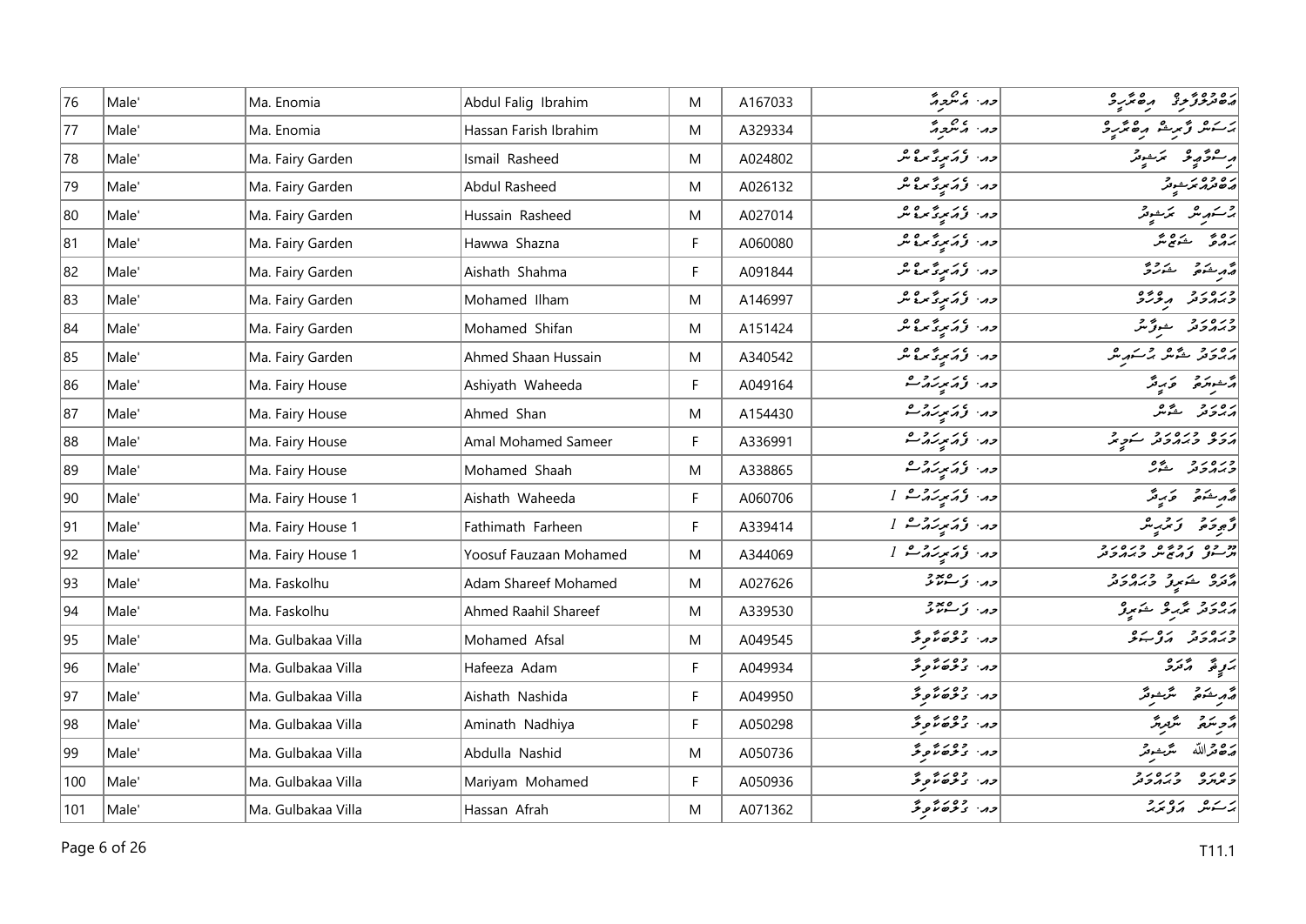| 76 | Male' | Ma. Enomia | Abdul Falig Ibrahim | M | A167033 | މއ. އެނޮމިއާ | އަބްދުލްފާލިގް އިބްރާހީމް |
|---|---|---|---|---|---|---|---|
| 77 | Male' | Ma. Enomia | Hassan Farish Ibrahim | M | A329334 | މއ. އެނޮމިއާ | ހަސަން ފާރިޝް އިބްރާހީމް |
| 78 | Male' | Ma. Fairy Garden | Ismail Rasheed | M | A024802 | މއ. ފެއަރީގާޑަން | އިސްމާއީލް ރަޝީދު |
| 79 | Male' | Ma. Fairy Garden | Abdul Rasheed | M | A026132 | މއ. ފެއަރީގާޑަން | އަބްދުއްރަޝީދު |
| 80 | Male' | Ma. Fairy Garden | Hussain Rasheed | M | A027014 | މއ. ފެއަރީގާޑަން | ހުސައިން ރަޝީދު |
| 81 | Male' | Ma. Fairy Garden | Hawwa Shazna | F | A060080 | މއ. ފެއަރީގާޑަން | ހައްވާ ޝަޒްނާ |
| 82 | Male' | Ma. Fairy Garden | Aishath Shahma | F | A091844 | މއ. ފެއަރީގާޑަން | އާއިޝަތު ޝަހުމާ |
| 83 | Male' | Ma. Fairy Garden | Mohamed Ilham | M | A146997 | މއ. ފެއަރީގާޑަން | މުޙައްމަދު އިލްހާމް |
| 84 | Male' | Ma. Fairy Garden | Mohamed Shifan | M | A151424 | މއ. ފެއަރީގާޑަން | މުޙައްމަދު ޝިފާން |
| 85 | Male' | Ma. Fairy Garden | Ahmed Shaan Hussain | M | A340542 | މއ. ފެއަރީގާޑަން | އަޙްމަދު ޝާން ހުސައިން |
| 86 | Male' | Ma. Fairy House | Ashiyath Waheeda | F | A049164 | މއ. ފެއަރީހައުސް | އާސިޔަތު ވަހީދާ |
| 87 | Male' | Ma. Fairy House | Ahmed Shan | M | A154430 | މއ. ފެއަރީހައުސް | އަޙްމަދު ޝާން |
| 88 | Male' | Ma. Fairy House | Amal Mohamed Sameer | F | A336991 | މއ. ފެއަރީހައުސް | އަމަލް މުޙައްމަދު ސަމީރު |
| 89 | Male' | Ma. Fairy House | Mohamed Shaah | M | A338865 | މއ. ފެއަރީހައުސް | މުޙައްމަދު ޝާހް |
| 90 | Male' | Ma. Fairy House 1 | Aishath Waheeda | F | A060706 | މއ. ފެއަރީހައުސް 1 | އާއިޝަތު ވަހީދާ |
| 91 | Male' | Ma. Fairy House 1 | Fathimath Farheen | F | A339414 | މއ. ފެއަރީހައުސް 1 | ފާތިމަތު ފަރްހީން |
| 92 | Male' | Ma. Fairy House 1 | Yoosuf Fauzaan Mohamed | M | A344069 | މއ. ފެއަރީހައުސް 1 | ޔޫސުފް ފައުޒާން މުޙައްމަދު |
| 93 | Male' | Ma. Faskolhu | Adam Shareef Mohamed | M | A027626 | މއ. ފަސްކޮޅު | އާދަމް ޝަރީފް މުޙައްމަދު |
| 94 | Male' | Ma. Faskolhu | Ahmed Raahil Shareef | M | A339530 | މއ. ފަސްކޮޅު | އަޙްމަދު ރާހިލް ޝަރީފް |
| 95 | Male' | Ma. Gulbakaa Villa | Mohamed Afsal | M | A049545 | މއ. ގުލްބަކާވިލާ | މުޙައްމަދު އަފްސަލް |
| 96 | Male' | Ma. Gulbakaa Villa | Hafeeza Adam | F | A049934 | މއ. ގުލްބަކާވިލާ | ހަފީޒާ އާދަމް |
| 97 | Male' | Ma. Gulbakaa Villa | Aishath Nashida | F | A049950 | މއ. ގުލްބަކާވިލާ | އާއިޝަތު ނާޝިދާ |
| 98 | Male' | Ma. Gulbakaa Villa | Aminath Nadhiya | F | A050298 | މއ. ގުލްބަކާވިލާ | އާމިނަތު ނާދިޔާ |
| 99 | Male' | Ma. Gulbakaa Villa | Abdulla Nashid | M | A050736 | މއ. ގުލްބަކާވިލާ | އަބްދުﷲ ނާޝިދު |
| 100 | Male' | Ma. Gulbakaa Villa | Mariyam Mohamed | F | A050936 | މއ. ގުލްބަކާވިލާ | މަރިޔަމް މުޙައްމަދު |
| 101 | Male' | Ma. Gulbakaa Villa | Hassan Afrah | M | A071362 | މއ. ގުލްބަކާވިލާ | ހަސަން އަފްރާހް |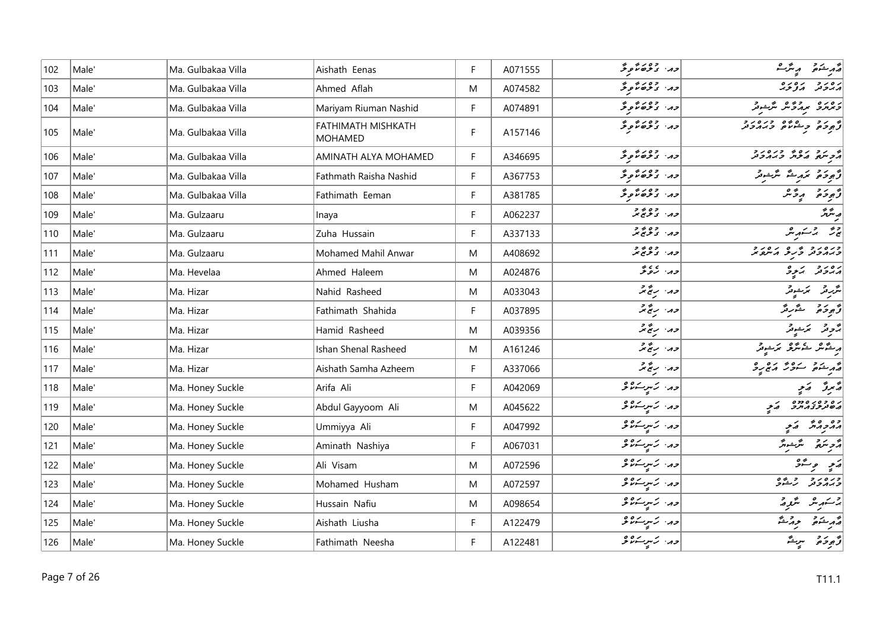| 102 | Male' | Ma. Gulbakaa Villa | Aishath Eenas | F | A071555 | މއ. ގުލްބަކާވިލާ | އާއިޝަތު އީނާސް |
|---|---|---|---|---|---|---|---|
| 103 | Male' | Ma. Gulbakaa Villa | Ahmed Aflah | M | A074582 | މއ. ގުލްބަކާވިލާ | އަހުމަދު އަފްލަހް |
| 104 | Male' | Ma. Gulbakaa Villa | Mariyam Riuman Nashid | F | A074891 | މއ. ގުލްބަކާވިލާ | މަރިޔަމް ރިއުމާން ނާޝިދު |
| 105 | Male' | Ma. Gulbakaa Villa | FATHIMATH MISHKATH MOHAMED | F | A157146 | މއ. ގުލްބަކާވިލާ | ފާތިމަތު މިޝްކާތު މުހައްމަދު |
| 106 | Male' | Ma. Gulbakaa Villa | AMINATH ALYA MOHAMED | F | A346695 | މއ. ގުލްބަކާވިލާ | އާމިނަތު އަލްޔާ މުހައްމަދު |
| 107 | Male' | Ma. Gulbakaa Villa | Fathmath Raisha Nashid | F | A367753 | މއ. ގުލްބަކާވިލާ | ފާތިމަތު ރައިޝާ ނާޝިދު |
| 108 | Male' | Ma. Gulbakaa Villa | Fathimath Eeman | F | A381785 | މއ. ގުލްބަކާވިލާ | ފާތިމަތު އީމާން |
| 109 | Male' | Ma. Gulzaaru | Inaya | F | A062237 | މއ. ގުލްޒާރު | އިނާޔާ |
| 110 | Male' | Ma. Gulzaaru | Zuha Hussain | F | A337133 | މއ. ގުލްޒާރު | ޒުހާ ހުސައިން |
| 111 | Male' | Ma. Gulzaaru | Mohamed Mahil Anwar | M | A408692 | މއ. ގުލްޒާރު | މުހައްމަދު މާހިލް އަންވަރު |
| 112 | Male' | Ma. Hevelaa | Ahmed Haleem | M | A024876 | މއ. ހެވެލާ | އަހުމަދު ހަލީމް |
| 113 | Male' | Ma. Hizar | Nahid Rasheed | M | A033043 | މއ. ހިޒާރު | ނާހިދު ރަޝީދު |
| 114 | Male' | Ma. Hizar | Fathimath Shahida | F | A037895 | މއ. ހިޒާރު | ފާތިމަތު ޝާހިދާ |
| 115 | Male' | Ma. Hizar | Hamid Rasheed | M | A039356 | މއ. ހިޒާރު | ހާމިދު ރަޝީދު |
| 116 | Male' | Ma. Hizar | Ishan Shenal Rasheed | M | A161246 | މއ. ހިޒާރު | އިޝާން ޝެނާލް ރަޝީދު |
| 117 | Male' | Ma. Hizar | Aishath Samha Azheem | F | A337066 | މއ. ހިޒާރު | އާއިޝަތު ސަމްހާ އަޒްހީމް |
| 118 | Male' | Ma. Honey Suckle | Arifa Ali | F | A042069 | މއ. ހަނީސަކަލް | އާރިފާ އަލި |
| 119 | Male' | Ma. Honey Suckle | Abdul Gayyoom Ali | M | A045622 | މއ. ހަނީސަކަލް | އަބްދުލްގައްޔޫމް އަލި |
| 120 | Male' | Ma. Honey Suckle | Ummiyya Ali | F | A047992 | މއ. ހަނީސަކަލް | އުއްމިއްޔާ އަލި |
| 121 | Male' | Ma. Honey Suckle | Aminath Nashiya | F | A067031 | މއ. ހަނީސަކަލް | އާމިނަތު ނާޝިޔާ |
| 122 | Male' | Ma. Honey Suckle | Ali Visam | M | A072596 | މއ. ހަނީސަކަލް | އަލި ވިސާމް |
| 123 | Male' | Ma. Honey Suckle | Mohamed Husham | M | A072597 | މއ. ހަނީސަކަލް | މުހައްމަދު ހުޝާމް |
| 124 | Male' | Ma. Honey Suckle | Hussain Nafiu | M | A098654 | މއ. ހަނީސަކަލް | ހުސައިން ނާފިއު |
| 125 | Male' | Ma. Honey Suckle | Aishath Liusha | F | A122479 | މއ. ހަނީސަކަލް | އާއިޝަތު ލިއުޝާ |
| 126 | Male' | Ma. Honey Suckle | Fathimath Neesha | F | A122481 | މއ. ހަނީސަކަލް | ފާތިމަތު ނީޝާ |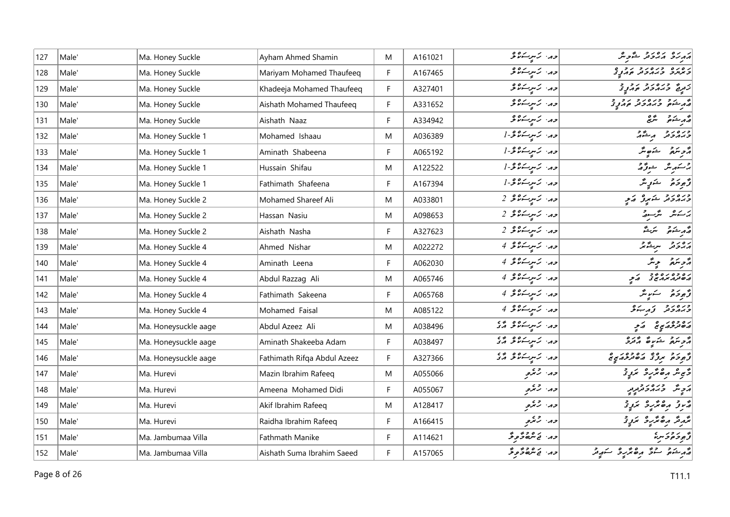| 127 | Male' | Ma. Honey Suckle | Ayham Ahmed Shamin | M | A161021 | މއ. ހަނީސަކަލް | އައިހަމް އަޙްމަދު ޝާމިން |
|---|---|---|---|---|---|---|---|
| 128 | Male' | Ma. Honey Suckle | Mariyam Mohamed Thaufeeq | F | A167465 | މއ. ހަނީސަކަލް | މަރިޔަމް މުޙައްމަދު ތައުފީޤު |
| 129 | Male' | Ma. Honey Suckle | Khadeeja Mohamed Thaufeeq | F | A327401 | މއ. ހަނީސަކަލް | ޚަދީޖާ މުޙައްމަދު ތައުފީޤު |
| 130 | Male' | Ma. Honey Suckle | Aishath Mohamed Thaufeeq | F | A331652 | މއ. ހަނީސަކަލް | އާއިޝަތު މުޙައްމަދު ތައުފީޤު |
| 131 | Male' | Ma. Honey Suckle | Aishath Naaz | F | A334942 | މއ. ހަނީސަކަލް | އާއިޝަތު ނާޒް |
| 132 | Male' | Ma. Honey Suckle 1 | Mohamed Ishaau | M | A036389 | މއ. ހަނީސަކަލް-1 | މުޙައްމަދު އިޝާއު |
| 133 | Male' | Ma. Honey Suckle 1 | Aminath Shabeena | F | A065192 | މއ. ހަނީސަކަލް-1 | އާމިނަތު ޝަބީނާ |
| 134 | Male' | Ma. Honey Suckle 1 | Hussain Shifau | M | A122522 | މއ. ހަނީސަކަލް-1 | ހުސައިން ޝިފާއު |
| 135 | Male' | Ma. Honey Suckle 1 | Fathimath Shafeena | F | A167394 | މއ. ހަނީސަކަލް-1 | ފާތިމަތު ޝަފީނާ |
| 136 | Male' | Ma. Honey Suckle 2 | Mohamed Shareef Ali | M | A033801 | މއ. ހަނީސަކަލް 2 | މުޙައްމަދު ޝަރީފް ޢަލީ |
| 137 | Male' | Ma. Honey Suckle 2 | Hassan Nasiu | M | A098653 | މއ. ހަނީސަކަލް 2 | ޙަސަން ނާސިޢު |
| 138 | Male' | Ma. Honey Suckle 2 | Aishath Nasha | F | A327623 | މއ. ހަނީސަކަލް 2 | އާއިޝަތު ނަޝާ |
| 139 | Male' | Ma. Honey Suckle 4 | Ahmed Nishar | M | A022272 | މއ. ހަނީސަކަލް 4 | އަޙްމަދު ނިޝާރު |
| 140 | Male' | Ma. Honey Suckle 4 | Aminath Leena | F | A062030 | މއ. ހަނީސަކަލް 4 | އާމިނަތު ލީނާ |
| 141 | Male' | Ma. Honey Suckle 4 | Abdul Razzag Ali | M | A065746 | މއ. ހަނީސަކަލް 4 | އަބްދުއްރައްޒާގު ޢަލީ |
| 142 | Male' | Ma. Honey Suckle 4 | Fathimath Sakeena | F | A065768 | މއ. ހަނީސަކަލް 4 | ފާތިމަތު ސަކީނާ |
| 143 | Male' | Ma. Honey Suckle 4 | Mohamed Faisal | M | A085122 | މއ. ހަނީސަކަލް 4 | މުޙައްމަދު ފައިސަލް |
| 144 | Male' | Ma. Honeysuckle aage | Abdul Azeez Ali | M | A038496 | މއ. ހަނީސަކަލް އާގެ | އަބްދުލްޢަޒީޒު ޢަލީ |
| 145 | Male' | Ma. Honeysuckle aage | Aminath Shakeeba Adam | F | A038497 | މއ. ހަނީސަކަލް އާގެ | އާމިނަތު ޝަކީބާ އާދަމް |
| 146 | Male' | Ma. Honeysuckle aage | Fathimath Rifqa Abdul Azeez | F | A327366 | މއ. ހަނީސަކަލް އާގެ | ފާތިމަތު ރިފްޤާ އަބްދުލްޢަޒީޒު |
| 147 | Male' | Ma. Hurevi | Mazin Ibrahim Rafeeq | M | A055066 | މއ. ހުރެވި | މާޒިން އިބްރާހީމް ރަފީޤު |
| 148 | Male' | Ma. Hurevi | Ameena Mohamed Didi | F | A055067 | މއ. ހުރެވި | އަމީނާ މުޙައްމަދުދީދީ |
| 149 | Male' | Ma. Hurevi | Akif Ibrahim Rafeeq | M | A128417 | މއ. ހުރެވި | އާކިފް އިބްރާހީމް ރަފީޤު |
| 150 | Male' | Ma. Hurevi | Raidha Ibrahim Rafeeq | F | A166415 | މއ. ހުރެވި | ރާއިދާ އިބްރާހީމް ރަފީޤު |
| 151 | Male' | Ma. Jambumaa Villa | Fathmath Manike | F | A114621 | މއ. ޖަމްބުމާވިލާ | ފާތިމަތުމަނިކެ |
| 152 | Male' | Ma. Jambumaa Villa | Aishath Suma Ibrahim Saeed | F | A157065 | މއ. ޖަމްބުމާވިލާ | އާއިޝަތު ސުމާ އިބްރާހީމް ސަޢީދު |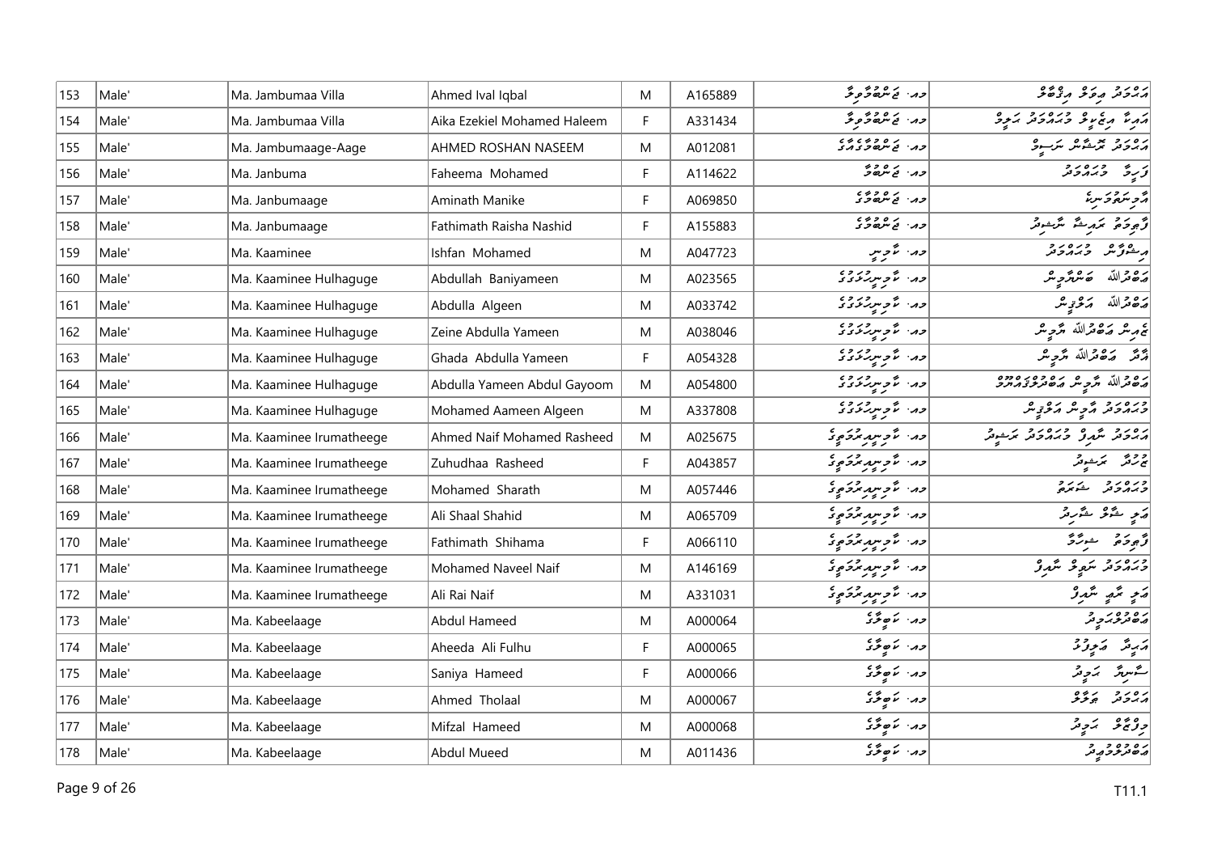| 153 | Male' | Ma. Jambumaa Villa | Ahmed Ival Iqbal | M | A165889 | މއ. ޖަންބުމާވިލާ | އަހުމަދު އިވަލް އިޤްބާލް |
|---|---|---|---|---|---|---|---|
| 154 | Male' | Ma. Jambumaa Villa | Aika Ezekiel Mohamed Haleem | F | A331434 | މއ. ޖަންބުމާވިލާ | އައިކާ އިޒެކިއެލް މުޙައްމަދު ހަލީމް |
| 155 | Male' | Ma. Jambumaage-Aage | AHMED ROSHAN NASEEM | M | A012081 | މއ. ޖަންބުމާގެއާގެ | އަހުމަދު ރޮޝަން ނަސީމް |
| 156 | Male' | Ma. Janbuma | Faheema Mohamed | F | A114622 | މއ. ޖަންބުމާ | ފަހީމާ މުޙައްމަދު |
| 157 | Male' | Ma. Janbumaage | Aminath Manike | F | A069850 | މއ. ޖަންބުމާގެ | އާމިނަތު މަނިކެ |
| 158 | Male' | Ma. Janbumaage | Fathimath Raisha Nashid | F | A155883 | މއ. ޖަންބުމާގެ | ފާތިމަތު ރައިޝާ ނާޝިދު |
| 159 | Male' | Ma. Kaaminee | Ishfan Mohamed | M | A047723 | މއ. ކާމިނީ | އިޝްފާން މުޙައްމަދު |
| 160 | Male' | Ma. Kaaminee Hulhaguge | Abdullah Baniyameen | M | A023565 | މއ. ކާމިނީހުޅަގުގެ | އަބްދުﷲ ބަނިޔާމީން |
| 161 | Male' | Ma. Kaaminee Hulhaguge | Abdulla Algeen | M | A033742 | މއ. ކާމިނީހުޅަގުގެ | އަބްދުﷲ އަލްގީން |
| 162 | Male' | Ma. Kaaminee Hulhaguge | Zeine Abdulla Yameen | M | A038046 | މއ. ކާމިނީހުޅަގުގެ | ޒެއިން އަބްދުﷲ ޔާމީން |
| 163 | Male' | Ma. Kaaminee Hulhaguge | Ghada Abdulla Yameen | F | A054328 | މއ. ކާމިނީހުޅަގުގެ | ޣާދާ އަބްދުﷲ ޔާމީން |
| 164 | Male' | Ma. Kaaminee Hulhaguge | Abdulla Yameen Abdul Gayoom | M | A054800 | މއ. ކާމިނީހުޅަގުގެ | އަބްދުﷲ ޔާމީން އަބްދުލްގައްޔޫމް |
| 165 | Male' | Ma. Kaaminee Hulhaguge | Mohamed Aameen Algeen | M | A337808 | މއ. ކާމިނީހުޅަގުގެ | މުޙައްމަދު އާމީން އަލްގީން |
| 166 | Male' | Ma. Kaaminee Irumatheege | Ahmed Naif Mohamed Rasheed | M | A025675 | މއ. ކާމިނީއިރުމަތީގެ | އަހުމަދު ނާއިފް މުޙައްމަދު ރަޝީދު |
| 167 | Male' | Ma. Kaaminee Irumatheege | Zuhudhaa Rasheed | F | A043857 | މއ. ކާމިނީއިރުމަތީގެ | ޒުހުދާ ރަޝީދު |
| 168 | Male' | Ma. Kaaminee Irumatheege | Mohamed Sharath | M | A057446 | މއ. ކާމިނީއިރުމަތީގެ | މުޙައްމަދު ޝަރަތު |
| 169 | Male' | Ma. Kaaminee Irumatheege | Ali Shaal Shahid | M | A065709 | މއ. ކާމިނީއިރުމަތީގެ | އަލީ ޝާލް ޝާހިދު |
| 170 | Male' | Ma. Kaaminee Irumatheege | Fathimath Shihama | F | A066110 | މއ. ކާމިނީއިރުމަތީގެ | ފާތިމަތު ޝިހާމާ |
| 171 | Male' | Ma. Kaaminee Irumatheege | Mohamed Naveel Naif | M | A146169 | މއ. ކާމިނީއިރުމަތީގެ | މުޙައްމަދު ނަވީލް ނާއިފް |
| 172 | Male' | Ma. Kaaminee Irumatheege | Ali Rai Naif | M | A331031 | މއ. ކާމިނީއިރުމަތީގެ | އަލީ ރާއީ ނާއިފް |
| 173 | Male' | Ma. Kabeelaage | Abdul Hameed | M | A000064 | މއ. ކަބީލާގެ | އަބްދުލްޙަމީދު |
| 174 | Male' | Ma. Kabeelaage | Aheeda Ali Fulhu | F | A000065 | މއ. ކަބީލާގެ | އަހީދާ އަލީފުޅު |
| 175 | Male' | Ma. Kabeelaage | Saniya Hameed | F | A000066 | މއ. ކަބީލާގެ | ސާނިޔާ ހަމީދު |
| 176 | Male' | Ma. Kabeelaage | Ahmed Tholaal | M | A000067 | މއ. ކަބީލާގެ | އަހުމަދު ތޮލާލް |
| 177 | Male' | Ma. Kabeelaage | Mifzal Hameed | M | A000068 | މއ. ކަބީލާގެ | މިފްޒާލް ހަމީދު |
| 178 | Male' | Ma. Kabeelaage | Abdul Mueed | M | A011436 | މއ. ކަބީލާގެ | އަބްދުލްމުޢީދު |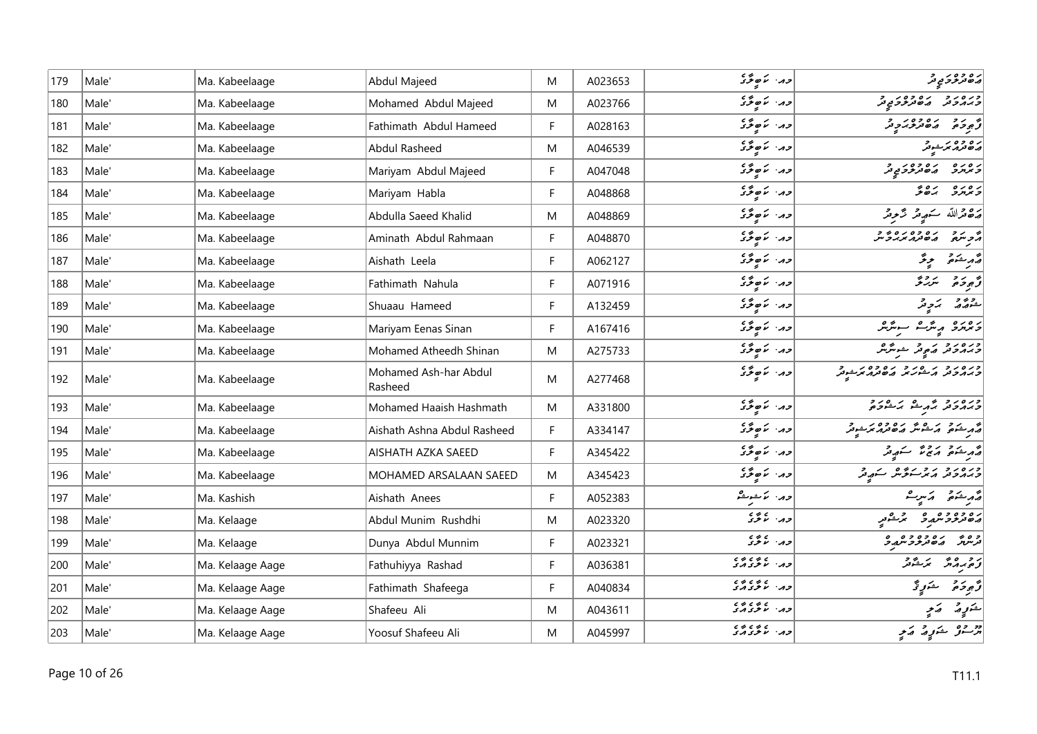| 179 | Male' | Ma. Kabeelaage | Abdul Majeed | M | A023653 | މއ. ކަބީލާގެ | އަބްދުލްމަޖީދު |
|---|---|---|---|---|---|---|---|
| 180 | Male' | Ma. Kabeelaage | Mohamed Abdul Majeed | M | A023766 | މއ. ކަބީލާގެ | މުޙައްމަދު އަބްދުލްމަޖީދު |
| 181 | Male' | Ma. Kabeelaage | Fathimath Abdul Hameed | F | A028163 | މއ. ކަބީލާގެ | ފާތިމަތު އަބްދުލްހަމީދު |
| 182 | Male' | Ma. Kabeelaage | Abdul Rasheed | M | A046539 | މއ. ކަބީލާގެ | އަބްދުއްރަޝީދު |
| 183 | Male' | Ma. Kabeelaage | Mariyam Abdul Majeed | F | A047048 | މއ. ކަބީލާގެ | މަރިޔަމް އަބްދުލްމަޖީދު |
| 184 | Male' | Ma. Kabeelaage | Mariyam Habla | F | A048868 | މއ. ކަބީލާގެ | މަރިޔަމް ހަބްލާ |
| 185 | Male' | Ma. Kabeelaage | Abdulla Saeed Khalid | M | A048869 | މއ. ކަބީލާގެ | އަބްދުﷲ ސަޢީދު ޚާލިދު |
| 186 | Male' | Ma. Kabeelaage | Aminath Abdul Rahmaan | F | A048870 | މއ. ކަބީލާގެ | އާމިނަތު އަބްދުއްރަޙްމާން |
| 187 | Male' | Ma. Kabeelaage | Aishath Leela | F | A062127 | މއ. ކަބީލާގެ | އައިޝަތު ލީލާ |
| 188 | Male' | Ma. Kabeelaage | Fathimath Nahula | F | A071916 | މއ. ކަބީލާގެ | ފާތިމަތު ނަހުލާ |
| 189 | Male' | Ma. Kabeelaage | Shuaau Hameed | F | A132459 | މއ. ކަބީލާގެ | ޝުޢާޢު ހަމީދު |
| 190 | Male' | Ma. Kabeelaage | Mariyam Eenas Sinan | F | A167416 | މއ. ކަބީލާގެ | މަރިޔަމް އީނާސް ސިނާން |
| 191 | Male' | Ma. Kabeelaage | Mohamed Atheedh Shinan | M | A275733 | މއ. ކަބީލާގެ | މުޙައްމަދު އަތީދު ޝިނާން |
| 192 | Male' | Ma. Kabeelaage | Mohamed Ash-har Abdul Rasheed | M | A277468 | މއ. ކަބީލާގެ | މުޙައްމަދު އަޝްހަރު އަބްދުއްރަޝީދު |
| 193 | Male' | Ma. Kabeelaage | Mohamed Haaish Hashmath | M | A331800 | މއ. ކަބީލާގެ | މުޙައްމަދު ހާއިޝް ހަޝްމަތު |
| 194 | Male' | Ma. Kabeelaage | Aishath Ashna Abdul Rasheed | F | A334147 | މއ. ކަބީލާގެ | އައިޝަތު އަޝްނާ އަބްދުއްރަޝީދު |
| 195 | Male' | Ma. Kabeelaage | AISHATH AZKA SAEED | F | A345422 | މއ. ކަބީލާގެ | އައިޝަތު އަޒްކާ ސަޢީދު |
| 196 | Male' | Ma. Kabeelaage | MOHAMED ARSALAAN SAEED | M | A345423 | މއ. ކަބީލާގެ | މުޙައްމަދު އަރުސަލާން ސަޢީދު |
| 197 | Male' | Ma. Kashish | Aishath Anees | F | A052383 | މއ. ކަޝިޝް | އައިޝަތު އަނީސް |
| 198 | Male' | Ma. Kelaage | Abdul Munim Rushdhi | M | A023320 | މއ. ކެލާގެ | އަބްދުލްމުނިމް ރުޝްދީ |
| 199 | Male' | Ma. Kelaage | Dunya Abdul Munnim | F | A023321 | މއ. ކެލާގެ | ދުންޔާ އަބްދުލްމުންނިމް |
| 200 | Male' | Ma. Kelaage Aage | Fathuhiyya Rashad | F | A036381 | މއ. ކެލާގެއާގެ | ފަތުހިއްޔާ ރަޝާދު |
| 201 | Male' | Ma. Kelaage Aage | Fathimath Shafeega | F | A040834 | މއ. ކެލާގެއާގެ | ފާތިމަތު ޝަފީގާ |
| 202 | Male' | Ma. Kelaage Aage | Shafeeu Ali | M | A043611 | މއ. ކެލާގެއާގެ | ޝަފީޢު ޢަލީ |
| 203 | Male' | Ma. Kelaage Aage | Yoosuf Shafeeu Ali | M | A045997 | މއ. ކެލާގެއާގެ | ޔޫސުފް ޝަފީޢު ޢަލީ |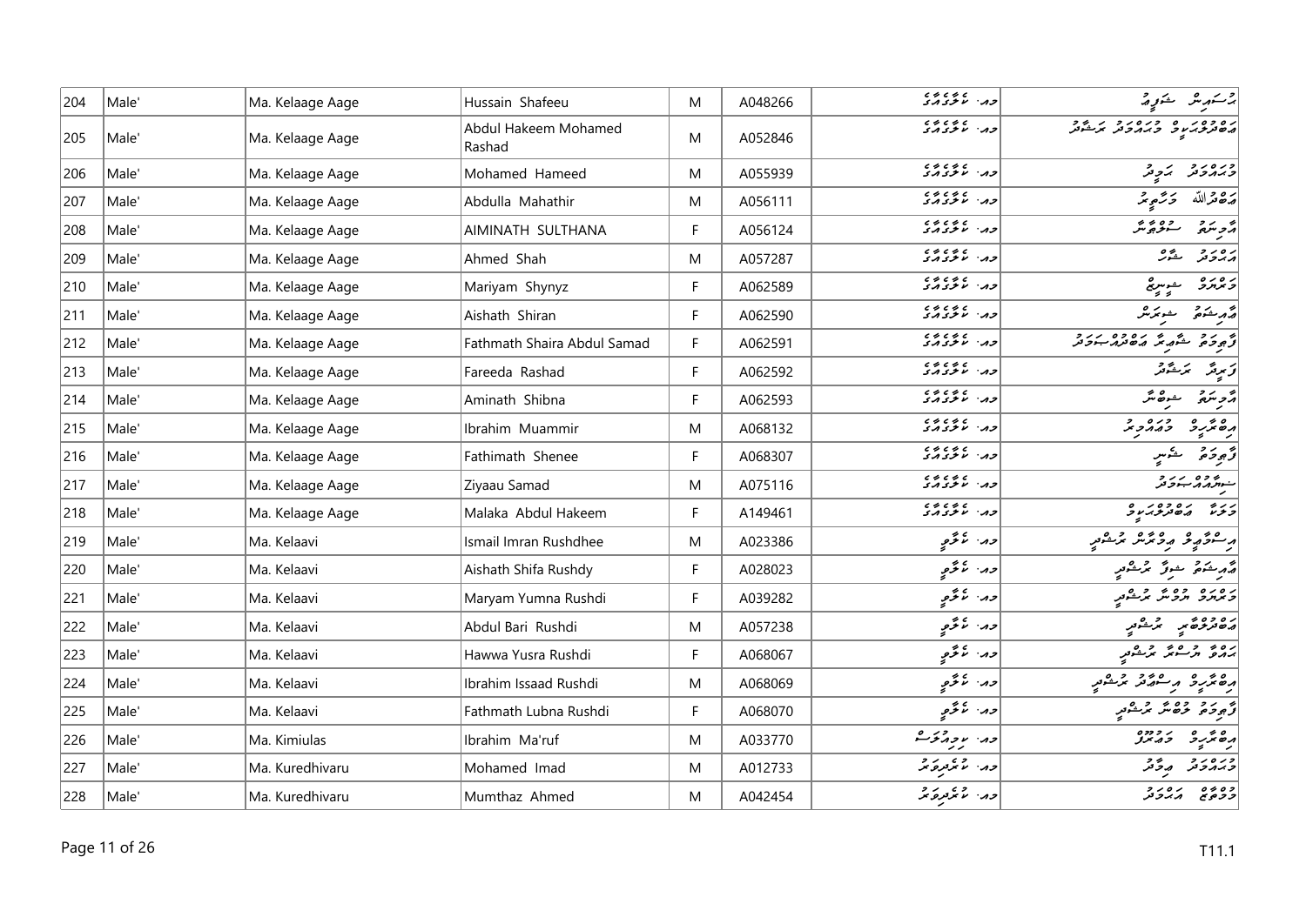| 204 | Male' | Ma. Kelaage Aage | Hussain Shafeeu | M | A048266 | މއ. ކެލާގެއާގެ | ޙުސައިން ޝަފީޢު |
|---|---|---|---|---|---|---|---|
| 205 | Male' | Ma. Kelaage Aage | Abdul Hakeem Mohamed Rashad | M | A052846 | މއ. ކެލާގެއާގެ | އަބްދުލްޙަކީމް މުޙައްމަދު ރަޝާދު |
| 206 | Male' | Ma. Kelaage Aage | Mohamed Hameed | M | A055939 | މއ. ކެލާގެއާގެ | މުޙައްމަދު ޙަމީދު |
| 207 | Male' | Ma. Kelaage Aage | Abdulla Mahathir | M | A056111 | މއ. ކެލާގެއާގެ | އަބްދުﷲ މަހާތިރު |
| 208 | Male' | Ma. Kelaage Aage | AIMINATH SULTHANA | F | A056124 | މއ. ކެލާގެއާގެ | އާމިނަތު ސުލްތާނާ |
| 209 | Male' | Ma. Kelaage Aage | Ahmed Shah | M | A057287 | މއ. ކެލާގެއާގެ | އަޙްމަދު ޝާހް |
| 210 | Male' | Ma. Kelaage Aage | Mariyam Shynyz | F | A062589 | މއ. ކެލާގެއާގެ | މަރިޔަމް ޝައިނީޒް |
| 211 | Male' | Ma. Kelaage Aage | Aishath Shiran | F | A062590 | މއ. ކެލާގެއާގެ | އާއިޝަތު ޝިރާން |
| 212 | Male' | Ma. Kelaage Aage | Fathmath Shaira Abdul Samad | F | A062591 | މއ. ކެލާގެއާގެ | ފާތިމަތު ޝާއިރާ އަބްދުލްސަމަދު |
| 213 | Male' | Ma. Kelaage Aage | Fareeda Rashad | F | A062592 | މއ. ކެލާގެއާގެ | ފަރީދާ ރަޝާދު |
| 214 | Male' | Ma. Kelaage Aage | Aminath Shibna | F | A062593 | މއ. ކެލާގެއާގެ | އާމިނަތު ޝިބްނާ |
| 215 | Male' | Ma. Kelaage Aage | Ibrahim Muammir | M | A068132 | މއ. ކެލާގެއާގެ | އިބްރާހީމް މުޢައްމިރު |
| 216 | Male' | Ma. Kelaage Aage | Fathimath Shenee | F | A068307 | މއ. ކެލާގެއާގެ | ފާތިމަތު ޝެނީ |
| 217 | Male' | Ma. Kelaage Aage | Ziyaau Samad | M | A075116 | މއ. ކެލާގެއާގެ | ޒިޔާއުސަމަދު |
| 218 | Male' | Ma. Kelaage Aage | Malaka Abdul Hakeem | F | A149461 | މއ. ކެލާގެއާގެ | މަލަކާ އަބްދުލްޙަކީމް |
| 219 | Male' | Ma. Kelaavi | Ismail Imran Rushdhee | M | A023386 | މއ. ކެލާވި | އިސްމާއީލް އިމްރާން ރުޝްދީ |
| 220 | Male' | Ma. Kelaavi | Aishath Shifa Rushdy | F | A028023 | މއ. ކެލާވި | އާއިޝަތު ޝިފާ ރުޝްދީ |
| 221 | Male' | Ma. Kelaavi | Maryam Yumna Rushdi | F | A039282 | މއ. ކެލާވި | މަރިޔަމް ޔުމްނާ ރުޝްދީ |
| 222 | Male' | Ma. Kelaavi | Abdul Bari Rushdi | M | A057238 | މއ. ކެލާވި | އަބްދުލްބާރީ ރުޝްދީ |
| 223 | Male' | Ma. Kelaavi | Hawwa Yusra Rushdi | F | A068067 | މއ. ކެލާވި | ހައްވާ ޔުސްރާ ރުޝްދީ |
| 224 | Male' | Ma. Kelaavi | Ibrahim Issaad Rushdi | M | A068069 | މއ. ކެލާވި | އިބްރާހީމް އިސްޢާދު ރުޝްދީ |
| 225 | Male' | Ma. Kelaavi | Fathmath Lubna Rushdi | F | A068070 | މއ. ކެލާވި | ފާތިމަތު ލުބްނާ ރުޝްދީ |
| 226 | Male' | Ma. Kimiulas | Ibrahim Ma'ruf | M | A033770 | މއ. ކިމިއުލަސް | އިބްރާހީމް މަޢްރޫފް |
| 227 | Male' | Ma. Kuredhivaru | Mohamed Imad | M | A012733 | މއ. ކުރެދިވަރު | މުޙައްމަދު އިމާދު |
| 228 | Male' | Ma. Kuredhivaru | Mumthaz Ahmed | M | A042454 | މއ. ކުރެދިވަރު | މުމްތާޒް އަޙްމަދު |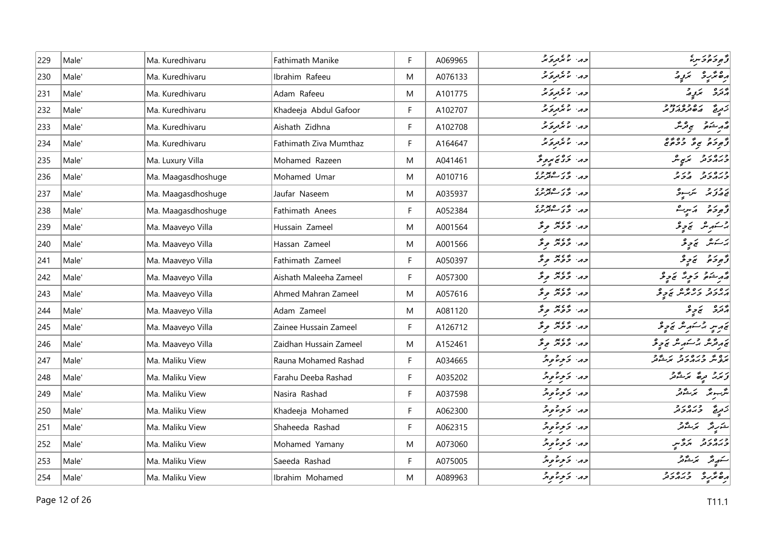| 229 | Male' | Ma. Kuredhivaru | Fathimath Manike | F | A069965 | މއ. ކުރެދިވަރު | ފާތިމަތު މަނިކެ |
|---|---|---|---|---|---|---|---|
| 230 | Male' | Ma. Kuredhivaru | Ibrahim Rafeeu | M | A076133 | މއ. ކުރެދިވަރު | އިބްރާހިމް ރަފީޢު |
| 231 | Male' | Ma. Kuredhivaru | Adam Rafeeu | M | A101775 | މއ. ކުރެދިވަރު | އާދަމް ރަފީޢު |
| 232 | Male' | Ma. Kuredhivaru | Khadeeja Abdul Gafoor | F | A102707 | މއ. ކުރެދިވަރު | ޚަދީޖާ އަބްދުލްޣަފޫރު |
| 233 | Male' | Ma. Kuredhivaru | Aishath Zidhna | F | A102708 | މއ. ކުރެދިވަރު | އައިޝަތު ޒިދުނާ |
| 234 | Male' | Ma. Kuredhivaru | Fathimath Ziva Mumthaz | F | A164647 | މއ. ކުރެދިވަރު | ފާތިމަތު ޒިވާ މުމްތާޒު |
| 235 | Male' | Ma. Luxury Villa | Mohamed Razeen | M | A041461 | މއ. ލަގްޒަރީވިލާ | މުހައްމަދު ރަޒީން |
| 236 | Male' | Ma. Maagasdhoshuge | Mohamed Umar | M | A010716 | މއ. މާގަސްދޮށުގެ | މުހައްމަދު އުމަރު |
| 237 | Male' | Ma. Maagasdhoshuge | Jaufar Naseem | M | A035937 | މއ. މާގަސްދޮށުގެ | ޖައުފަރު ނަސީމް |
| 238 | Male' | Ma. Maagasdhoshuge | Fathimath Anees | F | A052384 | މއ. މާގަސްދޮށުގެ | ފާތިމަތު އަނީސް |
| 239 | Male' | Ma. Maaveyo Villa | Hussain Zameel | M | A001564 | މއ. މާވެޔޮ ވިލާ | ހުސައިން ޒަމީލް |
| 240 | Male' | Ma. Maaveyo Villa | Hassan Zameel | M | A001566 | މއ. މާވެޔޮ ވިލާ | ހަސަން ޒަމީލް |
| 241 | Male' | Ma. Maaveyo Villa | Fathimath Zameel | F | A050397 | މއ. މާވެޔޮ ވިލާ | ފާތިމަތު ޒަމީލް |
| 242 | Male' | Ma. Maaveyo Villa | Aishath Maleeha Zameel | F | A057300 | މއ. މާވެޔޮ ވިލާ | އައިޝަތު މަލީހާ ޒަމީލް |
| 243 | Male' | Ma. Maaveyo Villa | Ahmed Mahran Zameel | M | A057616 | މއ. މާވެޔޮ ވިލާ | އަހުމަދު މަހްރާން ޒަމީލް |
| 244 | Male' | Ma. Maaveyo Villa | Adam Zameel | M | A081120 | މއ. މާވެޔޮ ވިލާ | އާދަމް ޒަމީލް |
| 245 | Male' | Ma. Maaveyo Villa | Zainee Hussain Zameel | F | A126712 | މއ. މާވެޔޮ ވިލާ | ޒައިނީ ހުސައިން ޒަމީލް |
| 246 | Male' | Ma. Maaveyo Villa | Zaidhan Hussain Zameel | M | A152461 | މއ. މާވެޔޮ ވިލާ | ޒައިދާން ހުސައިން ޒަމީލް |
| 247 | Male' | Ma. Maliku View | Rauna Mohamed Rashad | F | A034665 | މއ. މަލިކުވިއު | ރަޢުނާ މުހައްމަދު ރަޝާދު |
| 248 | Male' | Ma. Maliku View | Farahu Deeba Rashad | F | A035202 | މއ. މަލިކުވިއު | ފަރަހު ދީބާ ރަޝާދު |
| 249 | Male' | Ma. Maliku View | Nasira Rashad | F | A037598 | މއ. މަލިކުވިއު | ނާސިރާ ރަޝާދު |
| 250 | Male' | Ma. Maliku View | Khadeeja Mohamed | F | A062300 | މއ. މަލިކުވިއު | ޚަދީޖާ މުހައްމަދު |
| 251 | Male' | Ma. Maliku View | Shaheeda Rashad | F | A062315 | މއ. މަލިކުވިއު | ޝަހީދާ ރަޝާދު |
| 252 | Male' | Ma. Maliku View | Mohamed Yamany | M | A073060 | މއ. މަލިކުވިއު | މުހައްމަދު ޔަމާނީ |
| 253 | Male' | Ma. Maliku View | Saeeda Rashad | F | A075005 | މއ. މަލިކުވިއު | ސަޢީދާ ރަޝާދު |
| 254 | Male' | Ma. Maliku View | Ibrahim Mohamed | M | A089963 | މއ. މަލިކުވިއު | އިބްރާހިމް މުހައްމަދު |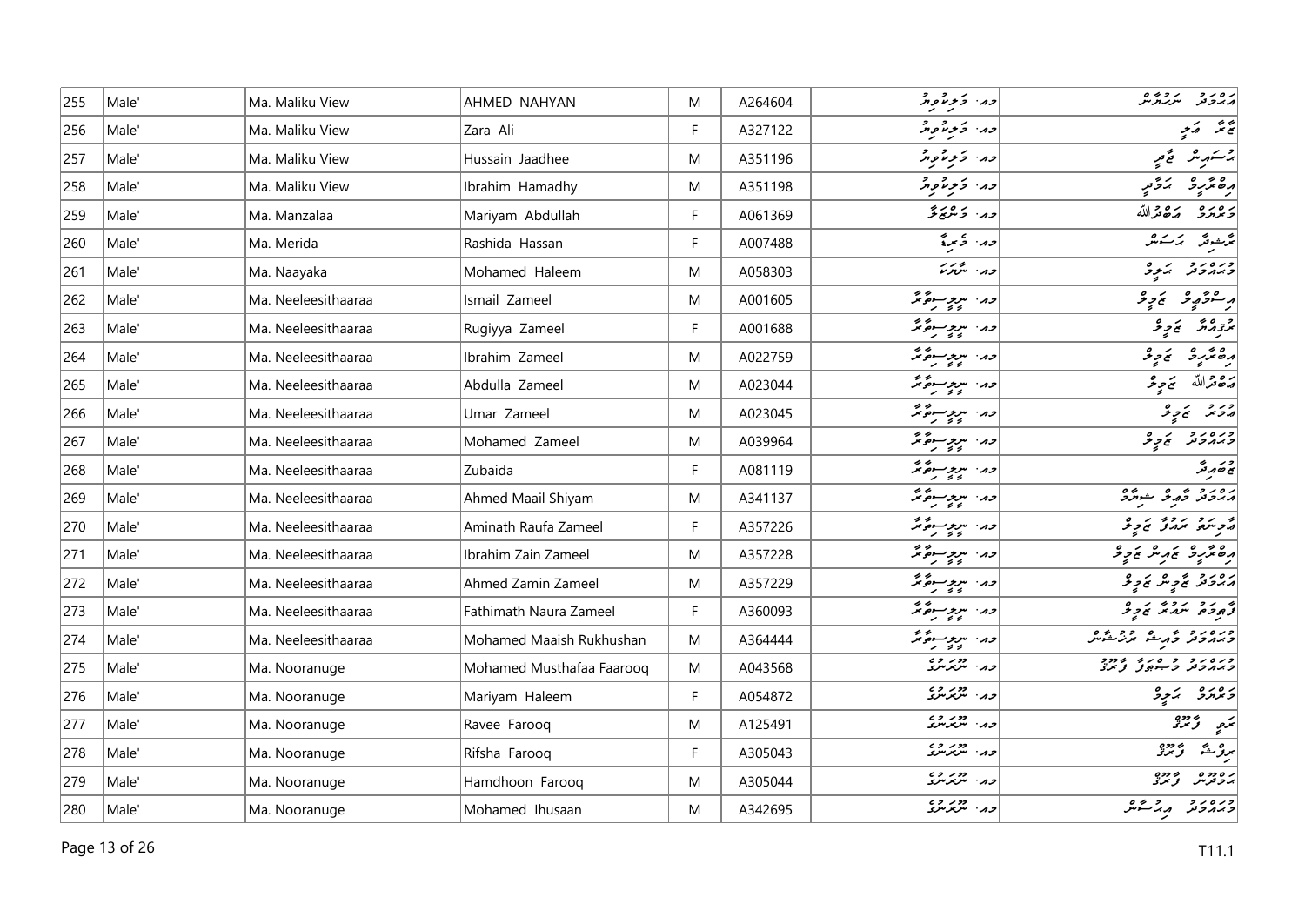| 255 | Male' | Ma. Maliku View | AHMED NAHYAN | M | A264604 | މއ. މަލިކުވިއު | އަޙްމަދު ނަހްޔާން |
|---|---|---|---|---|---|---|---|
| 256 | Male' | Ma. Maliku View | Zara Ali | F | A327122 | މއ. މަލިކުވިއު | ޒާރާ ޢަލީ |
| 257 | Male' | Ma. Maliku View | Hussain Jaadhee | M | A351196 | މއ. މަލިކުވިއު | ޙުސައިން ޖާދީ |
| 258 | Male' | Ma. Maliku View | Ibrahim Hamadhy | M | A351198 | މއ. މަލިކުވިއު | އިބްރާހިމް ހަމާދީ |
| 259 | Male' | Ma. Manzalaa | Mariyam Abdullah | F | A061369 | މއ. މަންޒަލާ | މަރިޔަމް އަބްދުﷲ |
| 260 | Male' | Ma. Merida | Rashida Hassan | F | A007488 | މއ. މެރިޑާ | ރާޝިދާ ޙަސަން |
| 261 | Male' | Ma. Naayaka | Mohamed Haleem | M | A058303 | މއ. ނާޔަކަ | މުޙައްމަދު ހަލީމް |
| 262 | Male' | Ma. Neeleesithaaraa | Ismail Zameel | M | A001605 | މއ. ނީލީސިތާރާ | އިސްމާޢީލް ޒަމީލް |
| 263 | Male' | Ma. Neeleesithaaraa | Rugiyya Zameel | F | A001688 | މއ. ނީލީސިތާރާ | ރުގިއްޔާ ޒަމީލް |
| 264 | Male' | Ma. Neeleesithaaraa | Ibrahim Zameel | M | A022759 | މއ. ނީލީސިތާރާ | އިބްރާހީމް ޒަމީލް |
| 265 | Male' | Ma. Neeleesithaaraa | Abdulla Zameel | M | A023044 | މއ. ނީލީސިތާރާ | އަބްދުﷲ ޒަމީލް |
| 266 | Male' | Ma. Neeleesithaaraa | Umar Zameel | M | A023045 | މއ. ނީލީސިތާރާ | ޢުމަރު ޒަމީލް |
| 267 | Male' | Ma. Neeleesithaaraa | Mohamed Zameel | M | A039964 | މއ. ނީލީސިތާރާ | މުޙައްމަދު ޒަމީލް |
| 268 | Male' | Ma. Neeleesithaaraa | Zubaida | F | A081119 | މއ. ނީލީސިތާރާ | ޒުބައިދާ |
| 269 | Male' | Ma. Neeleesithaaraa | Ahmed Maail Shiyam | M | A341137 | މއ. ނީލީސިތާރާ | އަޙްމަދު މާއިލް ޝިޔާމް |
| 270 | Male' | Ma. Neeleesithaaraa | Aminath Raufa Zameel | F | A357226 | މއ. ނީލީސިތާރާ | އާމިނަތު ރައުފާ ޒަމީލް |
| 271 | Male' | Ma. Neeleesithaaraa | Ibrahim Zain Zameel | M | A357228 | މއ. ނީލީސިތާރާ | އިބްރާހީމް ޒައިން ޒަމީލް |
| 272 | Male' | Ma. Neeleesithaaraa | Ahmed Zamin Zameel | M | A357229 | މއ. ނީލީސިތާރާ | އަޙްމަދު ޒާމިން ޒަމީލް |
| 273 | Male' | Ma. Neeleesithaaraa | Fathimath Naura Zameel | F | A360093 | މއ. ނީލީސިތާރާ | ފާތިމަތު ނައުރާ ޒަމީލް |
| 274 | Male' | Ma. Neeleesithaaraa | Mohamed Maaish Rukhushan | M | A364444 | މއ. ނީލީސިތާރާ | މުޙައްމަދު މާއިޝް ރުހުޝާން |
| 275 | Male' | Ma. Nooranuge | Mohamed Musthafaa Faarooq | M | A043568 | މއ. ނޫރަނުގެ | މުޙައްމަދު މުސްތަފާ ފާރޫޤު |
| 276 | Male' | Ma. Nooranuge | Mariyam Haleem | F | A054872 | މއ. ނޫރަނުގެ | މަރިޔަމް ހަލީމް |
| 277 | Male' | Ma. Nooranuge | Ravee Farooq | M | A125491 | މއ. ނޫރަނުގެ | ރަވީ ފާރޫޤު |
| 278 | Male' | Ma. Nooranuge | Rifsha Farooq | F | A305043 | މއ. ނޫރަނުގެ | ރިފްޝާ ފާރޫޤު |
| 279 | Male' | Ma. Nooranuge | Hamdhoon Farooq | M | A305044 | މއ. ނޫރަނުގެ | ހަމްދޫން ފާރޫޤު |
| 280 | Male' | Ma. Nooranuge | Mohamed Ihusaan | M | A342695 | މއ. ނޫރަނުގެ | މުޙައްމަދު އިހުސާން |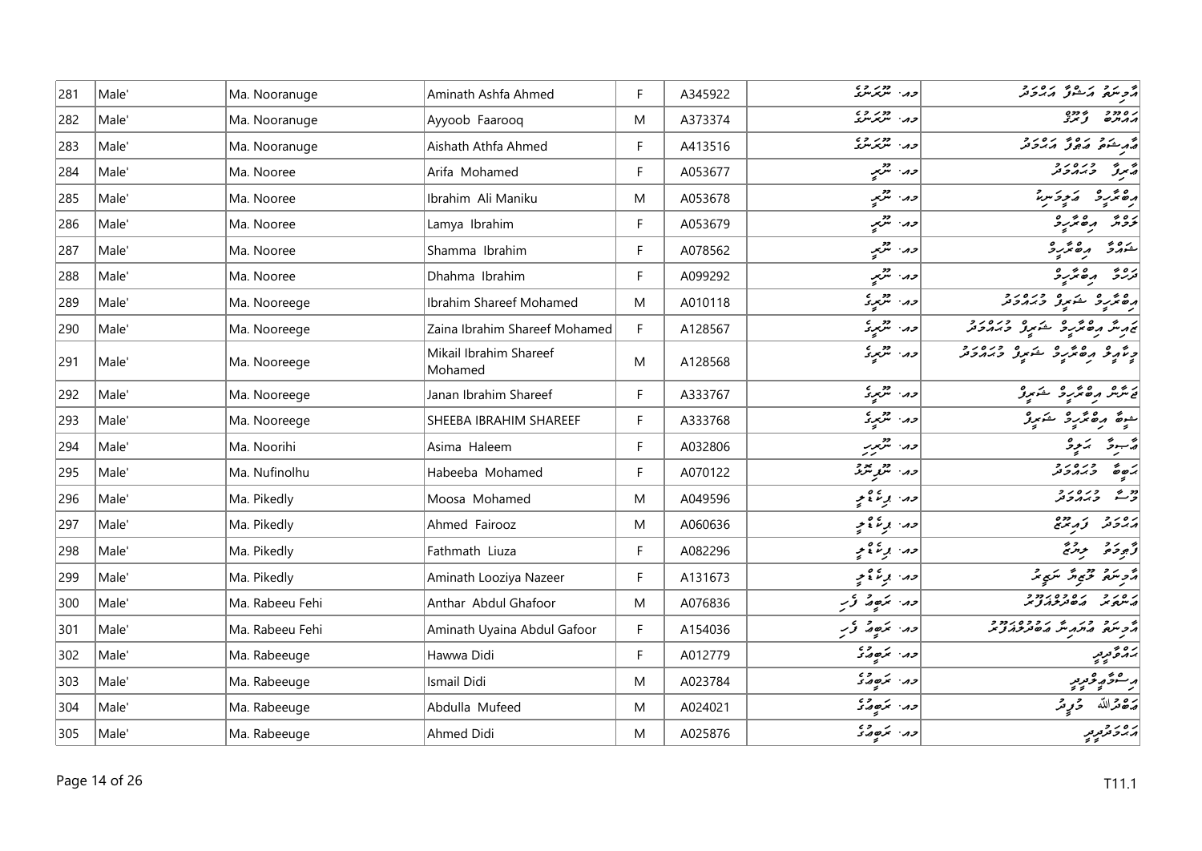| 281 | Male' | Ma. Nooranuge | Aminath Ashfa Ahmed | F | A345922 | މމ. ނޫރަނުގެ | އާމިނަތު އަށްފާ އަޙްމަދު |
|---|---|---|---|---|---|---|---|
| 282 | Male' | Ma. Nooranuge | Ayyoob Faarooq | M | A373374 | މމ. ނޫރަނުގެ | އައްޔޫބު ފާރޫޤު |
| 283 | Male' | Ma. Nooranuge | Aishath Athfa Ahmed | F | A413516 | މމ. ނޫރަނުގެ | އައިޝަތު އަތްފާ އަޙްމަދު |
| 284 | Male' | Ma. Nooree | Arifa Mohamed | F | A053677 | މމ. ނޫރީ | އާރިފާ މުޙައްމަދު |
| 285 | Male' | Ma. Nooree | Ibrahim Ali Maniku | M | A053678 | މމ. ނޫރީ | އިބްރާހިމް އަލިމަނިކު |
| 286 | Male' | Ma. Nooree | Lamya Ibrahim | F | A053679 | މމ. ނޫރީ | ލަމްޔާ އިބްރާހިމް |
| 287 | Male' | Ma. Nooree | Shamma Ibrahim | F | A078562 | މމ. ނޫރީ | ޝައްމާ އިބްރާހިމް |
| 288 | Male' | Ma. Nooree | Dhahma Ibrahim | F | A099292 | މމ. ނޫރީ | ދަހްމާ އިބްރާހިމް |
| 289 | Male' | Ma. Nooreege | Ibrahim Shareef Mohamed | M | A010118 | މމ. ނޫރީގެ | އިބްރާހިމް ޝަރީފް މުޙައްމަދު |
| 290 | Male' | Ma. Nooreege | Zaina Ibrahim Shareef Mohamed | F | A128567 | މމ. ނޫރީގެ | ޒައިނާ އިބްރާހިމް ޝަރީފް މުޙައްމަދު |
| 291 | Male' | Ma. Nooreege | Mikail Ibrahim Shareef Mohamed | M | A128568 | މމ. ނޫރީގެ | މީކާއިލް އިބްރާހިމް ޝަރީފް މުޙައްމަދު |
| 292 | Male' | Ma. Nooreege | Janan Ibrahim Shareef | F | A333767 | މމ. ނޫރީގެ | ޖަނާން އިބްރާހިމް ޝަރީފް |
| 293 | Male' | Ma. Nooreege | SHEEBA IBRAHIM SHAREEF | F | A333768 | މމ. ނޫރީގެ | ޝީބާ އިބްރާހިމް ޝަރީފް |
| 294 | Male' | Ma. Noorihi | Asima Haleem | F | A032806 | މމ. ނޫރިހި | އާސިމާ ހަލީމް |
| 295 | Male' | Ma. Nufinolhu | Habeeba Mohamed | F | A070122 | މމ. ނުފިނޮޅު | ހަބީބާ މުޙައްމަދު |
| 296 | Male' | Ma. Pikedly | Moosa Mohamed | M | A049596 | މމ. ޕިކެޑްލީ | މޫސާ މުޙައްމަދު |
| 297 | Male' | Ma. Pikedly | Ahmed Fairooz | M | A060636 | މމ. ޕިކެޑްލީ | އަޙްމަދު ފައިރޫޒު |
| 298 | Male' | Ma. Pikedly | Fathmath Liuza | F | A082296 | މމ. ޕިކެޑްލީ | ފާތިމަތު ލިއުޒާ |
| 299 | Male' | Ma. Pikedly | Aminath Looziya Nazeer | F | A131673 | މމ. ޕިކެޑްލީ | އާމިނަތު ލޫޒިޔާ ނަޒީރު |
| 300 | Male' | Ma. Rabeeu Fehi | Anthar Abdul Ghafoor | M | A076836 | މމ. ރަބީއު ފެހި | އަންތަރު އަބްދުލްޣަފޫރު |
| 301 | Male' | Ma. Rabeeu Fehi | Aminath Uyaina Abdul Gafoor | F | A154036 | މމ. ރަބީއު ފެހި | އާމިނަތު އުޔައިނާ އަބްދުލްޣަފޫރު |
| 302 | Male' | Ma. Rabeeuge | Hawwa Didi | F | A012779 | މމ. ރަބީއުގެ | ހައްވާދީދީ |
| 303 | Male' | Ma. Rabeeuge | Ismail Didi | M | A023784 | މމ. ރަބީއުގެ | އިސްމާއީލްދީދީ |
| 304 | Male' | Ma. Rabeeuge | Abdulla Mufeed | M | A024021 | މމ. ރަބީއުގެ | އަބްދުاللّٰه މުފީދު |
| 305 | Male' | Ma. Rabeeuge | Ahmed Didi | M | A025876 | މމ. ރަބީއުގެ | އަޙްމަދުދީދީ |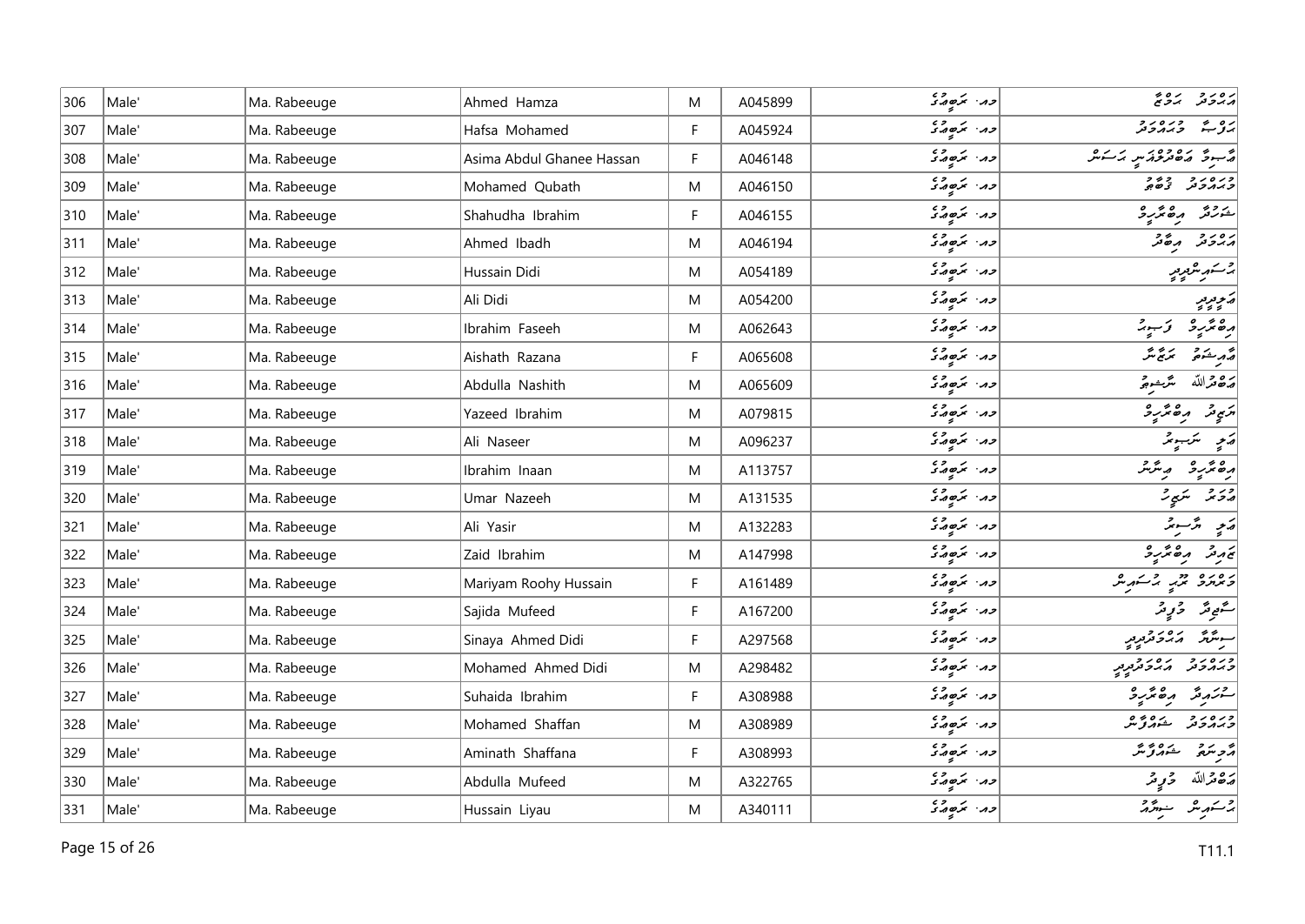| 306 | Male' | Ma. Rabeeuge | Ahmed Hamza | M | A045899 | މއ. ރަބީއުގެ | އަހުމަދު ހަމްޒާ |
|---|---|---|---|---|---|---|---|
| 307 | Male' | Ma. Rabeeuge | Hafsa Mohamed | F | A045924 | މއ. ރަބީއުގެ | ހަފްސާ މުހައްމަދު |
| 308 | Male' | Ma. Rabeeuge | Asima Abdul Ghanee Hassan | F | A046148 | މއ. ރަބީއުގެ | އާސިމާ އަބްދުލްޣަނީ ހަސަން |
| 309 | Male' | Ma. Rabeeuge | Mohamed Qubath | M | A046150 | މއ. ރަބީއުގެ | މުހައްމަދު ޤުބާތު |
| 310 | Male' | Ma. Rabeeuge | Shahudha Ibrahim | F | A046155 | މއ. ރަބީއުގެ | ޝަހުދާ އިބްރާހިމް |
| 311 | Male' | Ma. Rabeeuge | Ahmed Ibadh | M | A046194 | މއ. ރަބީއުގެ | އަހުމަދު އިބާދު |
| 312 | Male' | Ma. Rabeeuge | Hussain Didi | M | A054189 | މއ. ރަބީއުގެ | ހުސައިންދީދީ |
| 313 | Male' | Ma. Rabeeuge | Ali Didi | M | A054200 | މއ. ރަބީއުގެ | އަލިދީދީ |
| 314 | Male' | Ma. Rabeeuge | Ibrahim Faseeh | M | A062643 | މއ. ރަބީއުގެ | އިބްރާހިމް ފަސީހު |
| 315 | Male' | Ma. Rabeeuge | Aishath Razana | F | A065608 | މއ. ރަބީއުގެ | އާއިޝަތު ރަޒާނާ |
| 316 | Male' | Ma. Rabeeuge | Abdulla Nashith | M | A065609 | މއ. ރަބީއުގެ | އަބްދުﷲ ނާޝިތު |
| 317 | Male' | Ma. Rabeeuge | Yazeed Ibrahim | M | A079815 | މއ. ރަބީއުގެ | ޔަޒީދު އިބްރާހިމް |
| 318 | Male' | Ma. Rabeeuge | Ali Naseer | M | A096237 | މއ. ރަބީއުގެ | އަލި ނަސީރު |
| 319 | Male' | Ma. Rabeeuge | Ibrahim Inaan | M | A113757 | މއ. ރަބީއުގެ | އިބްރާހިމް އިނާން |
| 320 | Male' | Ma. Rabeeuge | Umar Nazeeh | M | A131535 | މއ. ރަބީއުގެ | އުމަރު ނަޒީހު |
| 321 | Male' | Ma. Rabeeuge | Ali Yasir | M | A132283 | މއ. ރަބީއުގެ | އަލި ޔާސިރު |
| 322 | Male' | Ma. Rabeeuge | Zaid Ibrahim | M | A147998 | މއ. ރަބީއުގެ | ޒައިދު އިބްރާހިމް |
| 323 | Male' | Ma. Rabeeuge | Mariyam Roohy Hussain | F | A161489 | މއ. ރަބީއުގެ | މަރިޔަމް ރޫހީ ހުސައިން |
| 324 | Male' | Ma. Rabeeuge | Sajida Mufeed | F | A167200 | މއ. ރަބީއުގެ | ސާޖިދާ މުފީދު |
| 325 | Male' | Ma. Rabeeuge | Sinaya Ahmed Didi | F | A297568 | މއ. ރަބީއުގެ | ސިނާޔާ އަހުމަދުދީދީ |
| 326 | Male' | Ma. Rabeeuge | Mohamed Ahmed Didi | M | A298482 | މއ. ރަބީއުގެ | މުހައްމަދު އަހުމަދުދީދީ |
| 327 | Male' | Ma. Rabeeuge | Suhaida Ibrahim | F | A308988 | މއ. ރަބީއުގެ | ސުހައިދާ އިބްރާހިމް |
| 328 | Male' | Ma. Rabeeuge | Mohamed Shaffan | M | A308989 | މއ. ރަބީއުގެ | މުހައްމަދު ޝައްފާން |
| 329 | Male' | Ma. Rabeeuge | Aminath Shaffana | F | A308993 | މއ. ރަބީއުގެ | އާމިނަތު ޝައްފާނާ |
| 330 | Male' | Ma. Rabeeuge | Abdulla Mufeed | M | A322765 | މއ. ރަބީއުގެ | އަބްދުﷲ މުފީދު |
| 331 | Male' | Ma. Rabeeuge | Hussain Liyau | M | A340111 | މއ. ރަބީއުގެ | ހުސައިން ލިޔާއު |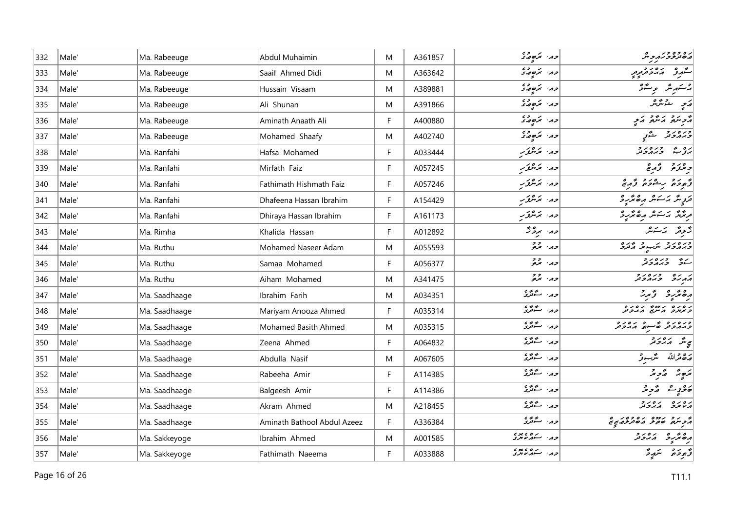| 332 | Male' | Ma. Rabeeuge | Abdul Muhaimin | M | A361857 | މއ. ރަބީއުގެ | އަބްދުލްމުހައިމިން |
|---|---|---|---|---|---|---|---|
| 333 | Male' | Ma. Rabeeuge | Saaif Ahmed Didi | M | A363642 | މއ. ރަބީއުގެ | ސާއިފް އަހްމަދުދީދީ |
| 334 | Male' | Ma. Rabeeuge | Hussain Visaam | M | A389881 | މއ. ރަބީއުގެ | ހުސައިން ވިސާމް |
| 335 | Male' | Ma. Rabeeuge | Ali Shunan | M | A391866 | މއ. ރަބީއުގެ | އަލި ޝުނާން |
| 336 | Male' | Ma. Rabeeuge | Aminath Anaath Ali | F | A400880 | މއ. ރަބީއުގެ | އާމިނަތު އަނާތު އަލި |
| 337 | Male' | Ma. Rabeeuge | Mohamed Shaafy | M | A402740 | މއ. ރަބީއުގެ | މުހައްމަދު ޝާފީ |
| 338 | Male' | Ma. Ranfahi | Hafsa Mohamed | F | A033444 | މއ. ރަންފަހި | ހަފްސާ މުހައްމަދު |
| 339 | Male' | Ma. Ranfahi | Mirfath Faiz | F | A057245 | މއ. ރަންފަހި | މިރްފަތު ފާއިޒު |
| 340 | Male' | Ma. Ranfahi | Fathimath Hishmath Faiz | F | A057246 | މއ. ރަންފަހި | ފާތިމަތު ހިޝްމަތު ފާއިޒު |
| 341 | Male' | Ma. Ranfahi | Dhafeena Hassan Ibrahim | F | A154429 | މއ. ރަންފަހި | ދަފީނާ ހަސަން އިބްރާހިމް |
| 342 | Male' | Ma. Ranfahi | Dhiraya Hassan Ibrahim | F | A161173 | މއ. ރަންފަހި | ދިރާޔާ ހަސަން އިބްރާހިމް |
| 343 | Male' | Ma. Rimha | Khalida Hassan | F | A012892 | މއ. ރިމްހާ | ޚާލިދާ ހަސަން |
| 344 | Male' | Ma. Ruthu | Mohamed Naseer Adam | M | A055593 | މއ. ރުތު | މުހައްމަދު ނަސީރު އާދަމް |
| 345 | Male' | Ma. Ruthu | Samaa Mohamed | F | A056377 | މއ. ރުތު | ސަމާ މުހައްމަދު |
| 346 | Male' | Ma. Ruthu | Aiham Mohamed | M | A341475 | މއ. ރުތު | އައިހަމް މުހައްމަދު |
| 347 | Male' | Ma. Saadhaage | Ibrahim Farih | M | A034351 | މއ. ސާދާގެ | އިބްރާހިމް ފާރިހު |
| 348 | Male' | Ma. Saadhaage | Mariyam Anooza Ahmed | F | A035314 | މއ. ސާދާގެ | މަރިޔަމް އަނޫޒާ އަހްމަދު |
| 349 | Male' | Ma. Saadhaage | Mohamed Basith Ahmed | M | A035315 | މއ. ސާދާގެ | މުހައްމަދު ބާސިތު އަހްމަދު |
| 350 | Male' | Ma. Saadhaage | Zeena Ahmed | F | A064832 | މއ. ސާދާގެ | ޒީނާ އަހްމަދު |
| 351 | Male' | Ma. Saadhaage | Abdulla Nasif | M | A067605 | މއ. ސާދާގެ | އަބްދުالله ނާސިފު |
| 352 | Male' | Ma. Saadhaage | Rabeeha Amir | F | A114385 | މއ. ސާދާގެ | ރަބީހާ އާމިރު |
| 353 | Male' | Ma. Saadhaage | Balgeesh Amir | F | A114386 | މއ. ސާދާގެ | ބަލްގީސް އާމިރު |
| 354 | Male' | Ma. Saadhaage | Akram Ahmed | M | A218455 | މއ. ސާދާގެ | އަކްރަމް އަހްމަދު |
| 355 | Male' | Ma. Saadhaage | Aminath Bathool Abdul Azeez | F | A336384 | މއ. ސާދާގެ | އާމިނަތު ބަތޫލް އަބްދުލްއަޒީޒް |
| 356 | Male' | Ma. Sakkeyoge | Ibrahim Ahmed | M | A001585 | މއ. ސައްކެޔޯގެ | އިބްރާހިމް އަހްމަދު |
| 357 | Male' | Ma. Sakkeyoge | Fathimath Naeema | F | A033888 | މއ. ސައްކެޔޯގެ | ފާތިމަތު ނައީމާ |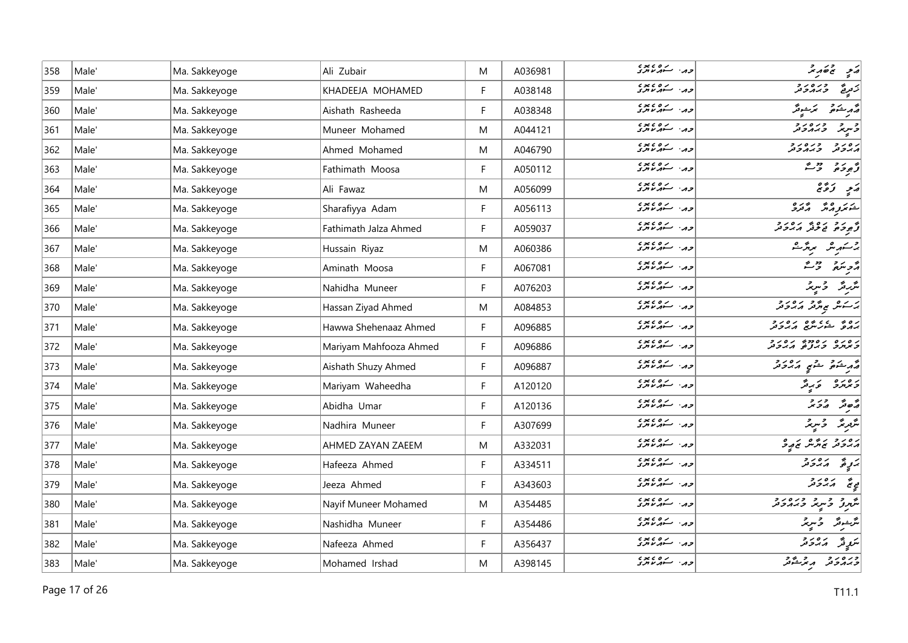| 358 | Male' | Ma. Sakkeyoge | Ali Zubair | M | A036981 | މއ. ސައްކެޔޮގެ | އަލި ޒުބައިރު |
|---|---|---|---|---|---|---|---|
| 359 | Male' | Ma. Sakkeyoge | KHADEEJA MOHAMED | F | A038148 | މއ. ސައްކެޔޮގެ | ޚަދީޖާ މުޙައްމަދު |
| 360 | Male' | Ma. Sakkeyoge | Aishath Rasheeda | F | A038348 | މއ. ސައްކެޔޮގެ | އައިޝަތު ރަޝީދާ |
| 361 | Male' | Ma. Sakkeyoge | Muneer Mohamed | M | A044121 | މއ. ސައްކެޔޮގެ | މުނީރު މުޙައްމަދު |
| 362 | Male' | Ma. Sakkeyoge | Ahmed Mohamed | M | A046790 | މއ. ސައްކެޔޮގެ | އަޙްމަދު މުޙައްމަދު |
| 363 | Male' | Ma. Sakkeyoge | Fathimath Moosa | F | A050112 | މއ. ސައްކެޔޮގެ | ފާތިމަތު މޫސާ |
| 364 | Male' | Ma. Sakkeyoge | Ali Fawaz | M | A056099 | މއ. ސައްކެޔޮގެ | އަލި ފަވާޒު |
| 365 | Male' | Ma. Sakkeyoge | Sharafiyya Adam | F | A056113 | މއ. ސައްކެޔޮގެ | ޝަރަފިއްޔާ އާދަމް |
| 366 | Male' | Ma. Sakkeyoge | Fathimath Jalza Ahmed | F | A059037 | މއ. ސައްކެޔޮގެ | ފާތިމަތު ޖަލްޒާ އަޙްމަދު |
| 367 | Male' | Ma. Sakkeyoge | Hussain Riyaz | M | A060386 | މއ. ސައްކެޔޮގެ | ޙުސައިން ރިޔާޒް |
| 368 | Male' | Ma. Sakkeyoge | Aminath Moosa | F | A067081 | މއ. ސައްކެޔޮގެ | އާމިނަތު މޫސާ |
| 369 | Male' | Ma. Sakkeyoge | Nahidha Muneer | F | A076203 | މއ. ސައްކެޔޮގެ | ނާހިދާ މުނީރު |
| 370 | Male' | Ma. Sakkeyoge | Hassan Ziyad Ahmed | M | A084853 | މއ. ސައްކެޔޮގެ | ޙަސަން ޒިޔާދު އަޙްމަދު |
| 371 | Male' | Ma. Sakkeyoge | Hawwa Shehenaaz Ahmed | F | A096885 | މއ. ސައްކެޔޮގެ | ޙައްވާ ޝެހެނާޒް އަޙްމަދު |
| 372 | Male' | Ma. Sakkeyoge | Mariyam Mahfooza Ahmed | F | A096886 | މއ. ސައްކެޔޮގެ | މަރިޔަމް މަޙްފޫޒާ އަޙްމަދު |
| 373 | Male' | Ma. Sakkeyoge | Aishath Shuzy Ahmed | F | A096887 | މއ. ސައްކެޔޮގެ | އައިޝަތު ޝުޒީ އަޙްމަދު |
| 374 | Male' | Ma. Sakkeyoge | Mariyam Waheedha | F | A120120 | މއ. ސައްކެޔޮގެ | މަރިޔަމް ވަޙީދާ |
| 375 | Male' | Ma. Sakkeyoge | Abidha Umar | F | A120136 | މއ. ސައްކެޔޮގެ | އާބިދާ އުމަރު |
| 376 | Male' | Ma. Sakkeyoge | Nadhira Muneer | F | A307699 | މއ. ސައްކެޔޮގެ | ނާދިރާ މުނީރު |
| 377 | Male' | Ma. Sakkeyoge | AHMED ZAYAN ZAEEM | M | A332031 | މއ. ސައްކެޔޮގެ | އަޙްމަދު ޒަޔާން ޒައީމް |
| 378 | Male' | Ma. Sakkeyoge | Hafeeza Ahmed | F | A334511 | މއ. ސައްކެޔޮގެ | ޙަފީޒާ އަޙްމަދު |
| 379 | Male' | Ma. Sakkeyoge | Jeeza Ahmed | F | A343603 | މއ. ސައްކެޔޮގެ | ޖީޒާ އަޙްމަދު |
| 380 | Male' | Ma. Sakkeyoge | Nayif Muneer Mohamed | M | A354485 | މއ. ސައްކެޔޮގެ | ނާއިފް މުނީރު މުޙައްމަދު |
| 381 | Male' | Ma. Sakkeyoge | Nashidha Muneer | F | A354486 | މއ. ސައްކެޔޮގެ | ނާޝިދާ މުނީރު |
| 382 | Male' | Ma. Sakkeyoge | Nafeeza Ahmed | F | A356437 | މއ. ސައްކެޔޮގެ | ނަފީޒާ އަޙްމަދު |
| 383 | Male' | Ma. Sakkeyoge | Mohamed Irshad | M | A398145 | މއ. ސައްކެޔޮގެ | މުޙައްމަދު އިރްޝާދު |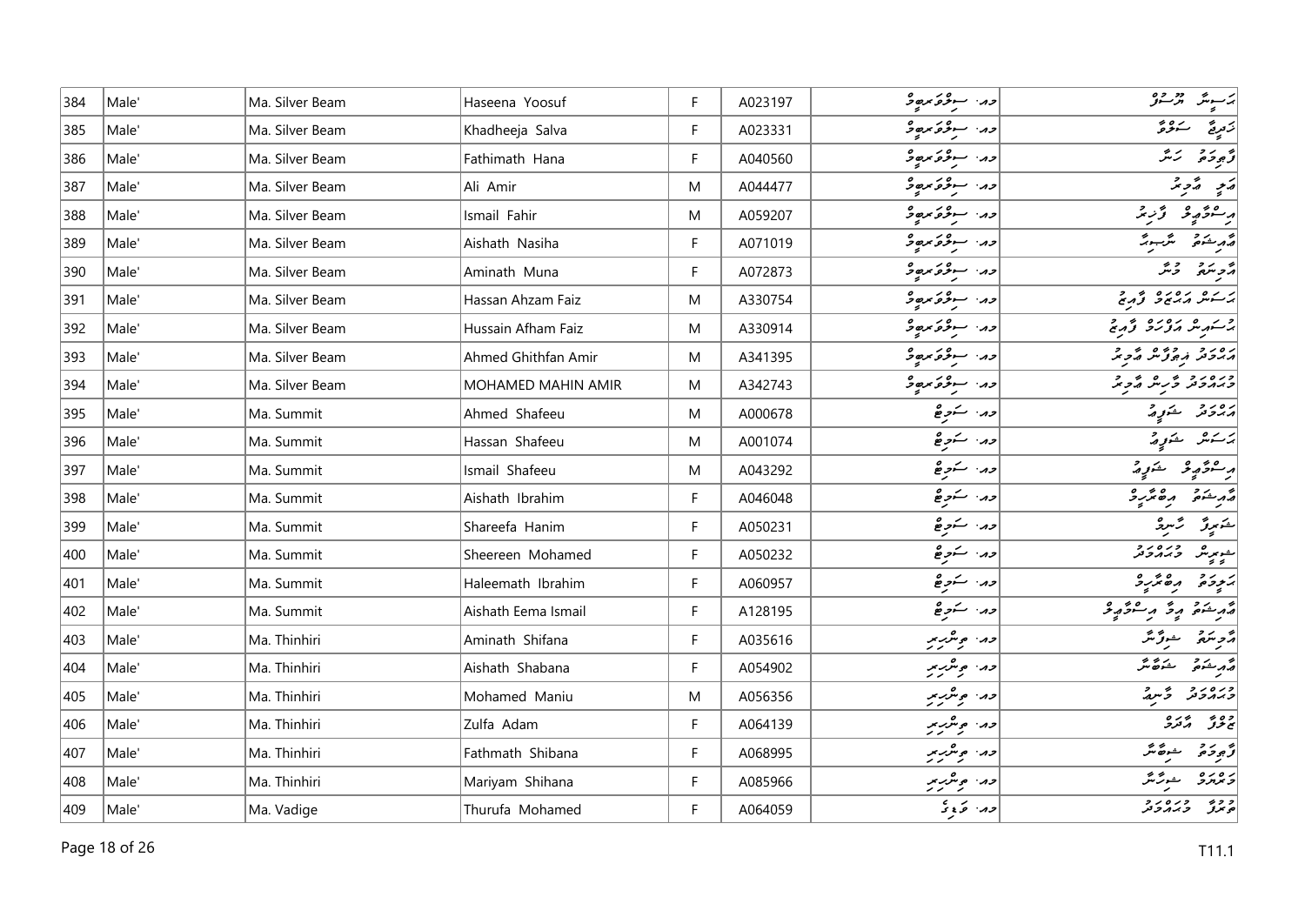| 384 | Male' | Ma. Silver Beam | Haseena Yoosuf | F | A023197 | މއ. ސިލްވަރބީމް | ހަސީނާ ޔޫސުފް |
|---|---|---|---|---|---|---|---|
| 385 | Male' | Ma. Silver Beam | Khadheeja Salva | F | A023331 | މއ. ސިލްވަރބީމް | ޚަދީޖާ ސަލްވާ |
| 386 | Male' | Ma. Silver Beam | Fathimath Hana | F | A040560 | މއ. ސިލްވަރބީމް | ފާތިމަތު ހަނާ |
| 387 | Male' | Ma. Silver Beam | Ali Amir | M | A044477 | މއ. ސިލްވަރބީމް | އަލީ އާމިރު |
| 388 | Male' | Ma. Silver Beam | Ismail Fahir | M | A059207 | މއ. ސިލްވަރބީމް | އިސްމާއީލް ފާހިރު |
| 389 | Male' | Ma. Silver Beam | Aishath Nasiha | F | A071019 | މއ. ސިލްވަރބީމް | އާއިޝަތު ނާސިހާ |
| 390 | Male' | Ma. Silver Beam | Aminath Muna | F | A072873 | މއ. ސިލްވަރބީމް | އާމިނަތު މުނާ |
| 391 | Male' | Ma. Silver Beam | Hassan Ahzam Faiz | M | A330754 | މއ. ސިލްވަރބީމް | ހަސަން އަޙްޒަމް ފާއިޒު |
| 392 | Male' | Ma. Silver Beam | Hussain Afham Faiz | M | A330914 | މއ. ސިލްވަރބީމް | ހުސައިން އަފްހަމް ފާއިޒު |
| 393 | Male' | Ma. Silver Beam | Ahmed Ghithfan Amir | M | A341395 | މއ. ސިލްވަރބީމް | އަޙްމަދު ޣިތްފާން އާމިރު |
| 394 | Male' | Ma. Silver Beam | MOHAMED MAHIN AMIR | M | A342743 | މއ. ސިލްވަރބީމް | މުޙައްމަދު މާހިން އާމިރު |
| 395 | Male' | Ma. Summit | Ahmed Shafeeu | M | A000678 | މއ. ސަމިޓް | އަޙްމަދު ޝަފީޢު |
| 396 | Male' | Ma. Summit | Hassan Shafeeu | M | A001074 | މއ. ސަމިޓް | ހަސަން ޝަފީޢު |
| 397 | Male' | Ma. Summit | Ismail Shafeeu | M | A043292 | މއ. ސަމިޓް | އިސްމާއީލް ޝަފީޢު |
| 398 | Male' | Ma. Summit | Aishath Ibrahim | F | A046048 | މއ. ސަމިޓް | އާއިޝަތު އިބްރާހިމް |
| 399 | Male' | Ma. Summit | Shareefa Hanim | F | A050231 | މއ. ސަމިޓް | ޝަރީފާ ހާނިމް |
| 400 | Male' | Ma. Summit | Sheereen Mohamed | F | A050232 | މއ. ސަމިޓް | ޝީރީން މުޙައްމަދު |
| 401 | Male' | Ma. Summit | Haleemath Ibrahim | F | A060957 | މއ. ސަމިޓް | ހަލީމަތު އިބްރާހިމް |
| 402 | Male' | Ma. Summit | Aishath Eema Ismail | F | A128195 | މއ. ސަމިޓް | އާއިޝަތު އީމާ އިސްމާއީލް |
| 403 | Male' | Ma. Thinhiri | Aminath Shifana | F | A035616 | މއ. ތިންހިރި | އާމިނަތު ޝިފާނާ |
| 404 | Male' | Ma. Thinhiri | Aishath Shabana | F | A054902 | މއ. ތިންހިރި | އާއިޝަތު ޝަބާނާ |
| 405 | Male' | Ma. Thinhiri | Mohamed Maniu | M | A056356 | މއ. ތިންހިރި | މުޙައްމަދު މާނިއު |
| 406 | Male' | Ma. Thinhiri | Zulfa Adam | F | A064139 | މއ. ތިންހިރި | ޒުލްފާ އާދަމް |
| 407 | Male' | Ma. Thinhiri | Fathmath Shibana | F | A068995 | މއ. ތިންހިރި | ފާތުމަތު ޝިބާނާ |
| 408 | Male' | Ma. Thinhiri | Mariyam Shihana | F | A085966 | މއ. ތިންހިރި | މަރިޔަމް ޝިހާނާ |
| 409 | Male' | Ma. Vadige | Thurufa Mohamed | F | A064059 | މއ. ވަޑިގެ | ތުރުފާ މުޙައްމަދު |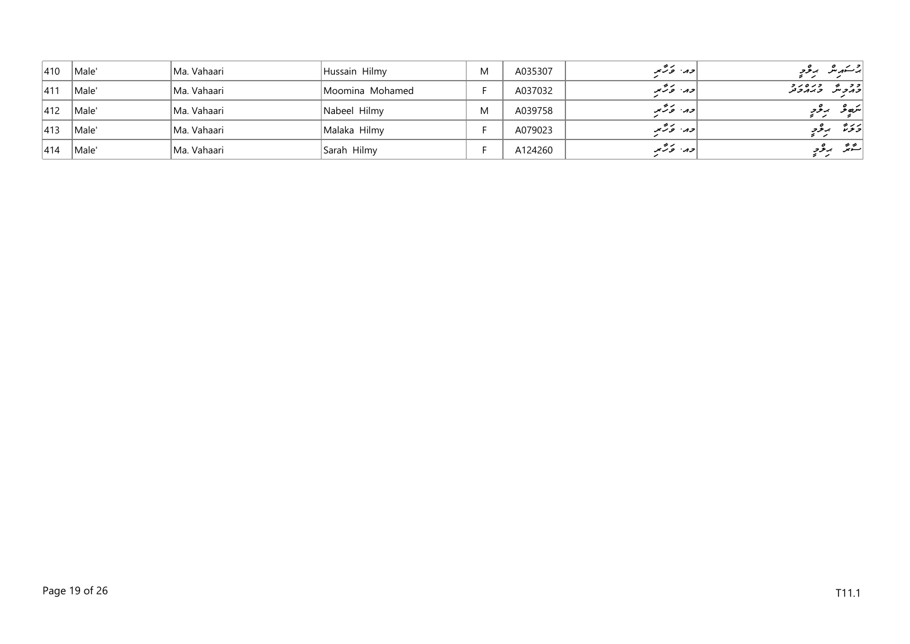| 410 | Male' | Ma. Vahaari | Hussain Hilmy | M | A035307 | މއ. ވަހާރި | ޙުސައިން ހިލްމީ |
|---|---|---|---|---|---|---|---|
| 411 | Male' | Ma. Vahaari | Moomina Mohamed | F | A037032 | މއ. ވަހާރި | މޫމިނާ މުޙައްމަދު |
| 412 | Male' | Ma. Vahaari | Nabeel Hilmy | M | A039758 | މއ. ވަހާރި | ނަބީލް ހިލްމީ |
| 413 | Male' | Ma. Vahaari | Malaka Hilmy | F | A079023 | މއ. ވަހާރި | މަލަކާ ހިލްމީ |
| 414 | Male' | Ma. Vahaari | Sarah Hilmy | F | A124260 | މއ. ވަހާރި | ސާރާ ހިލްމީ |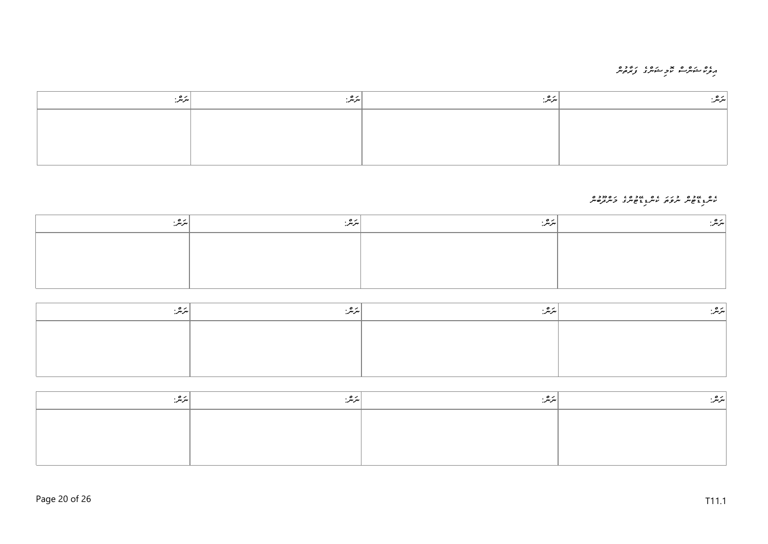# ދިވެހި ބަހުން ކުރިއަށްދާ ފަރާތުން

| ނަންބަރު: | ނަންބަރު: | ނަންބަރު: | ނަންބަރު: |
|---|---|---|---|
| | | | |

## ކުންފުނީގެ ހިންގާ ކޮންޓްރޯލް މަސްއޫލުން

| ނަންބަރު: | ނަންބަރު: | ނަންބަރު: | ނަންބަރު: |
|---|---|---|---|
| | | | |

| ނަންބަރު: | ނަންބަރު: | ނަންބަރު: | ނަންބަރު: |
|---|---|---|---|
| | | | |

| ނަންބަރު: | ނަންބަރު: | ނަންބަރު: | ނަންބަރު: |
|---|---|---|---|
| | | | |

T11.1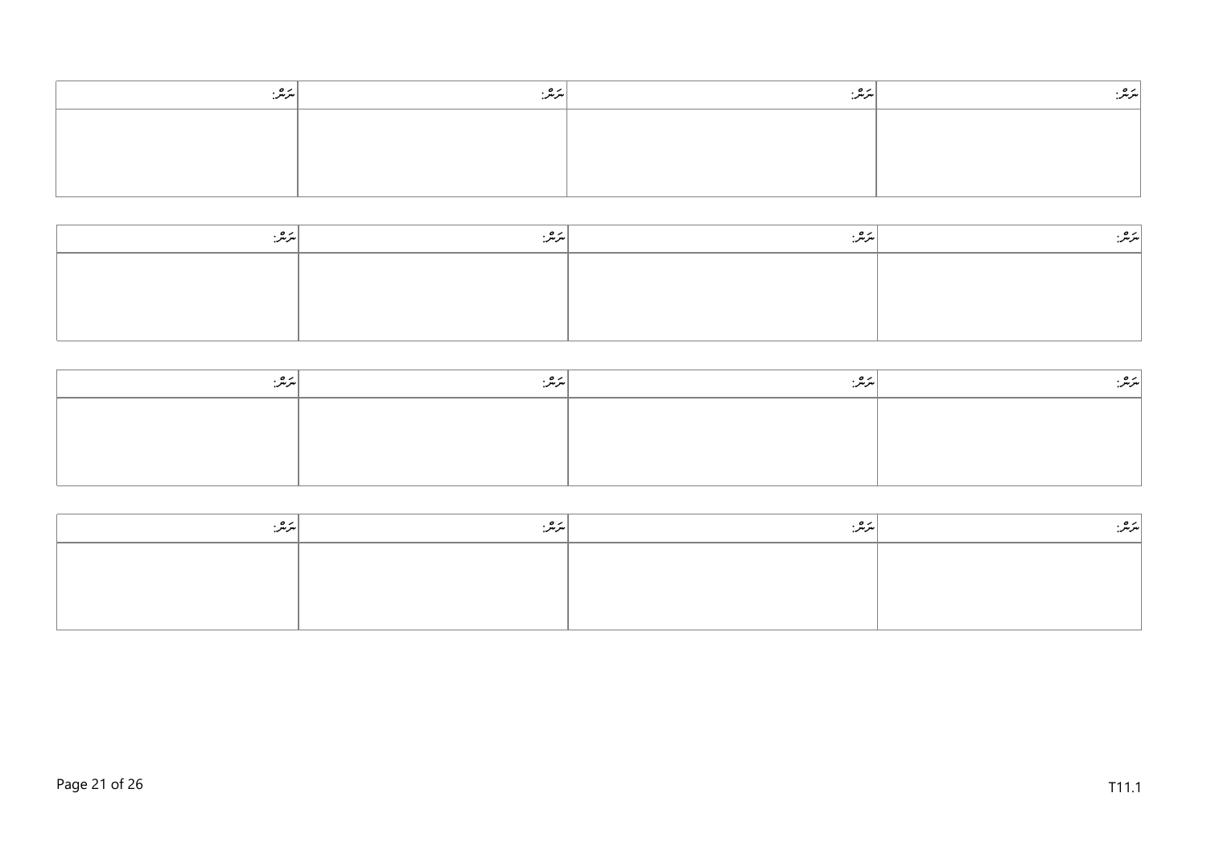| ނަރުދ: | ނަރުދ: | ނަރުދ: | ނަރުދ: |
| --- | --- | --- | --- |
| | | | |

| ނަރުދ: | ނަރުދ: | ނަރުދ: | ނަރުދ: |
| --- | --- | --- | --- |
| | | | |

| ނަރުދ: | ނަރުދ: | ނަރުދ: | ނަރުދ: |
| --- | --- | --- | --- |
| | | | |

| ނަރުދ: | ނަރުދ: | ނަރުދ: | ނަރުދ: |
| --- | --- | --- | --- |
| | | | |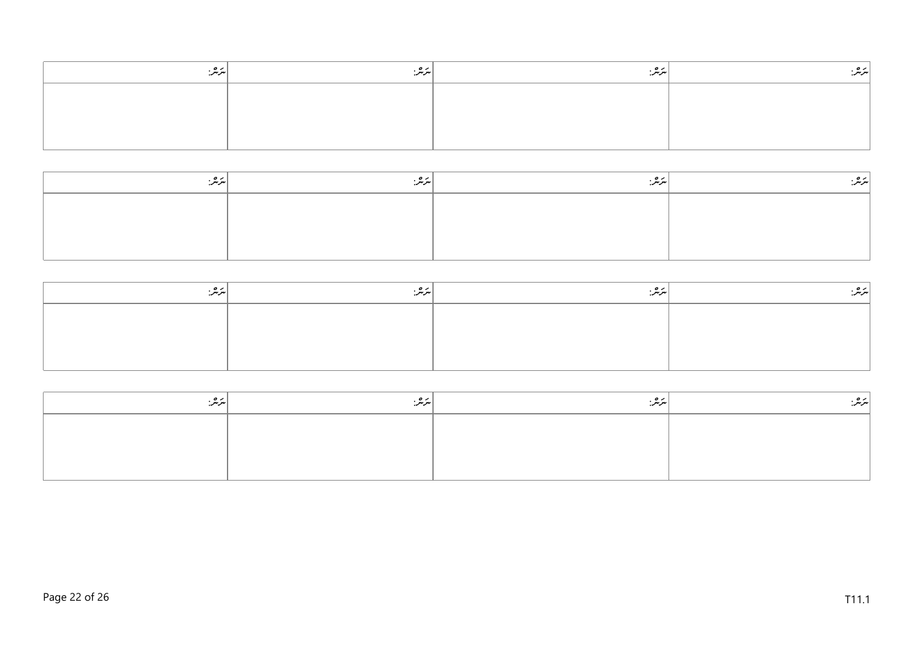| ޙަރު: | ޙަރު: | ޙަރު: | ޙަރު: |
| --- | --- | --- | --- |
| | | | |

| ޙަރު: | ޙަރު: | ޙަރު: | ޙަރު: |
| --- | --- | --- | --- |
| | | | |

| ޙަރު: | ޙަރު: | ޙަރު: | ޙަރު: |
| --- | --- | --- | --- |
| | | | |

| ޙަރު: | ޙަރު: | ޙަރު: | ޙަރު: |
| --- | --- | --- | --- |
| | | | |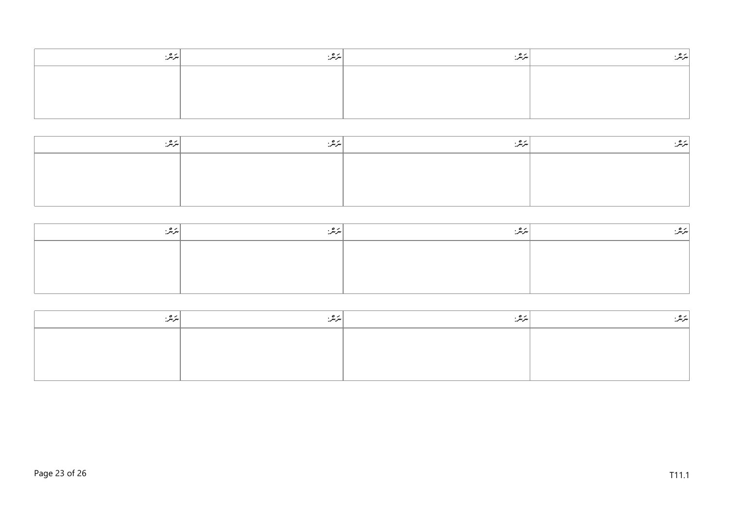| ނަރުތ: | ނަރުތ: | ނަރުތ: | ނަރުތ: |
| --- | --- | --- | --- |
| | | | |

| ނަރުތ: | ނަރުތ: | ނަރުތ: | ނަރުތ: |
| --- | --- | --- | --- |
| | | | |

| ނަރުތ: | ނަރުތ: | ނަރުތ: | ނަރުތ: |
| --- | --- | --- | --- |
| | | | |

| ނަރުތ: | ނަރުތ: | ނަރުތ: | ނަރުތ: |
| --- | --- | --- | --- |
| | | | |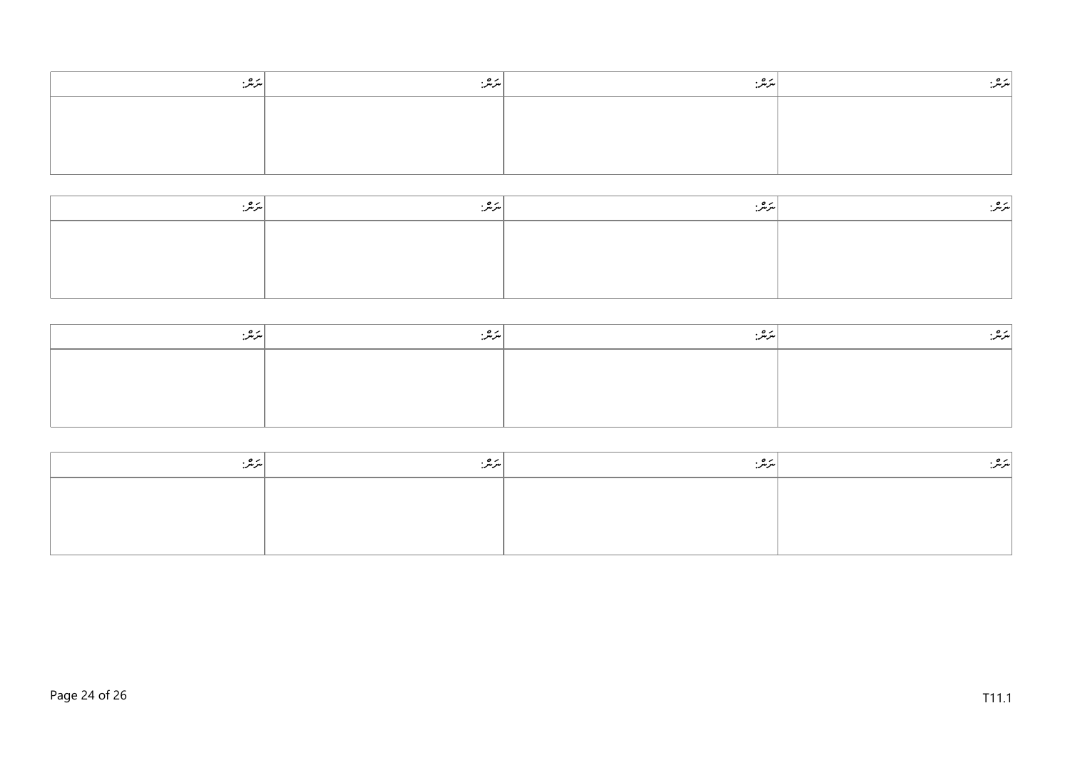| ނަންބަރ: | ނަންބަރ: | ނަންބަރ: | ނަންބަރ: |
| --- | --- | --- | --- |
| | | | |

| ނަންބަރ: | ނަންބަރ: | ނަންބަރ: | ނަންބަރ: |
| --- | --- | --- | --- |
| | | | |

| ނަންބަރ: | ނަންބަރ: | ނަންބަރ: | ނަންބަރ: |
| --- | --- | --- | --- |
| | | | |

| ނަންބަރ: | ނަންބަރ: | ނަންބަރ: | ނަންބަރ: |
| --- | --- | --- | --- |
| | | | |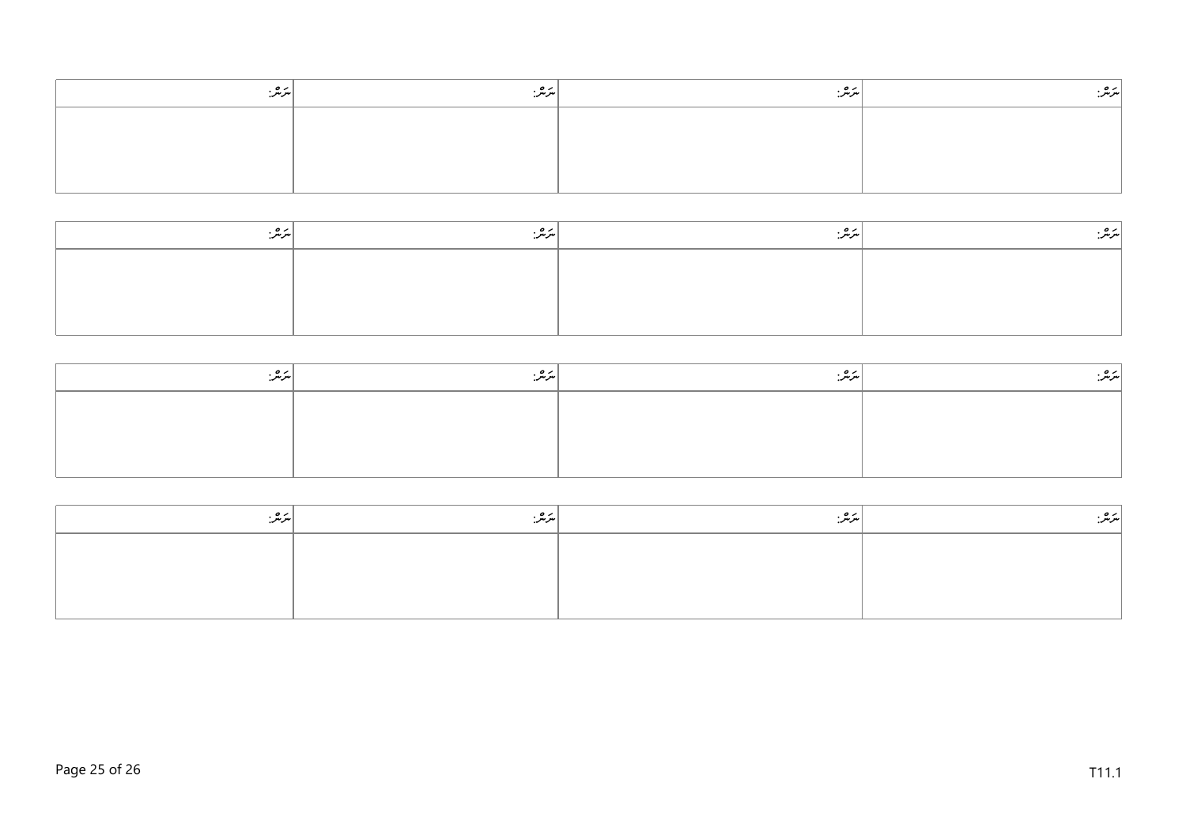| ސަރަޙަ: | ސަރަޙަ: | ސަރަޙަ: | ސަރަޙަ: |
|---|---|---|---|
| | | | |

| ސަރަޙަ: | ސަރަޙަ: | ސަރަޙަ: | ސަރަޙަ: |
|---|---|---|---|
| | | | |

| ސަރަޙަ: | ސަރަޙަ: | ސަރަޙަ: | ސަރަޙަ: |
|---|---|---|---|
| | | | |

| ސަރަޙަ: | ސަރަޙަ: | ސަރަޙަ: | ސަރަޙަ: |
|---|---|---|---|
| | | | |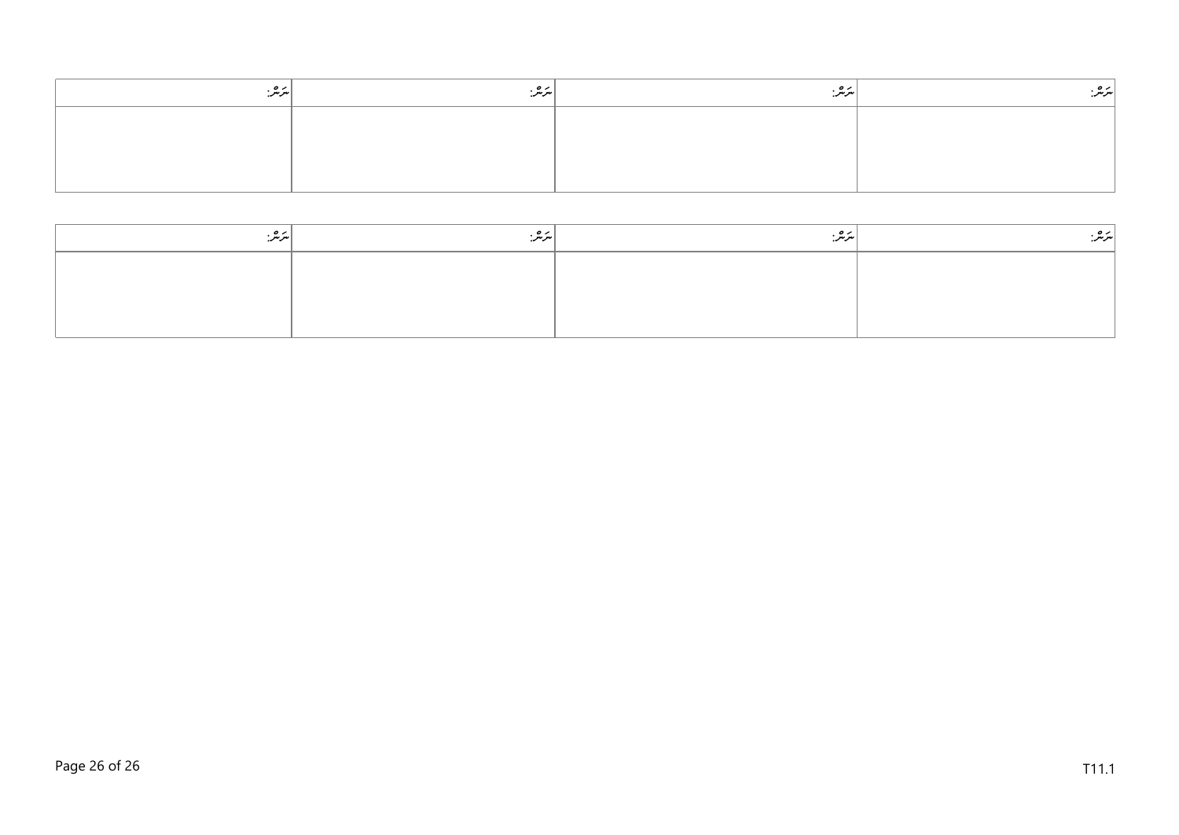| ޏަރަޏ: | ޏަރަޏ: | ޏަރަޏ: | ޏަރަޏ: |
| --- | --- | --- | --- |
| | | | |

| ޏަރަޏ: | ޏަރަޏ: | ޏަރަޏ: | ޏަރަޏ: |
| --- | --- | --- | --- |
| | | | |